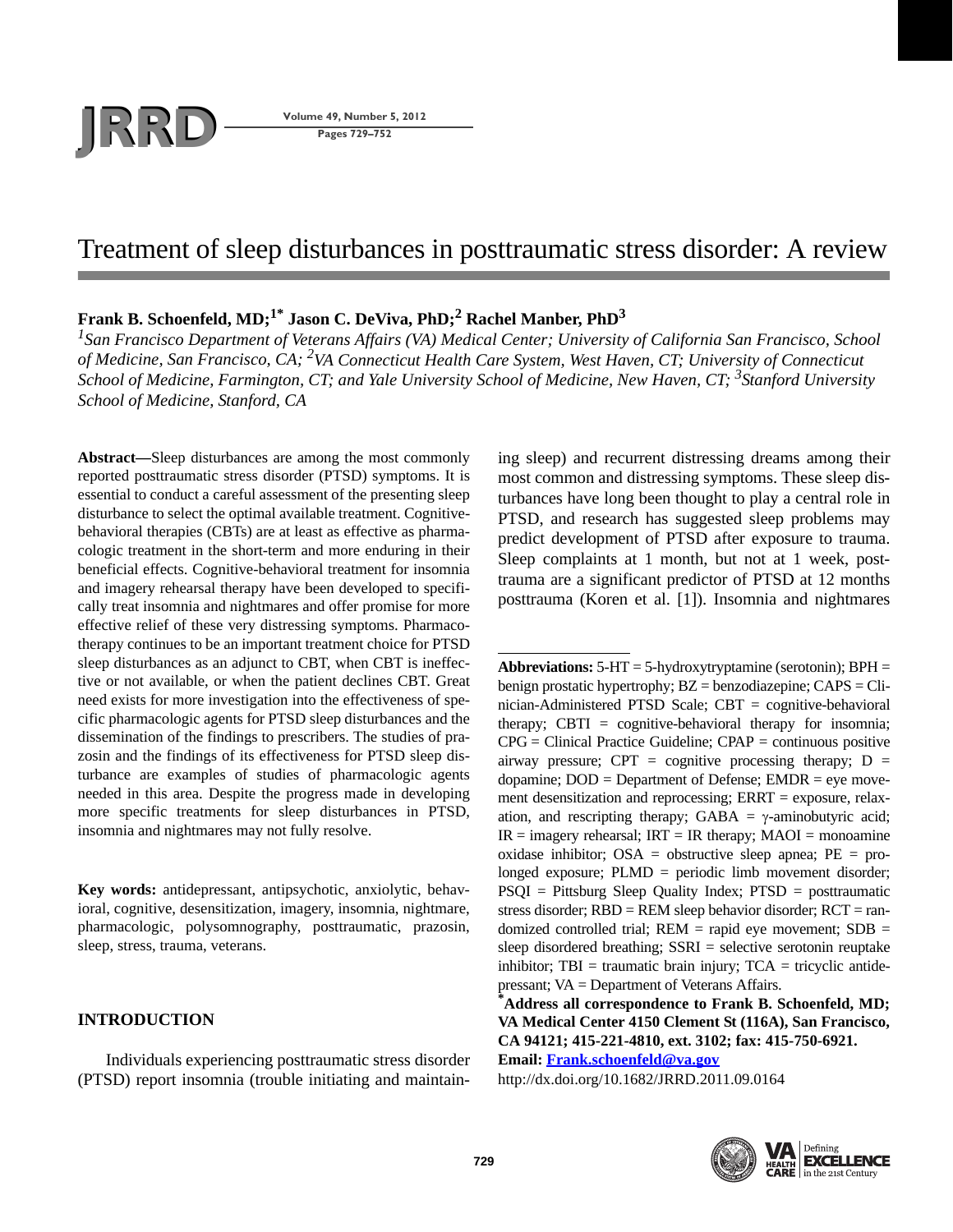# Treatment of sleep disturbances in posttraumatic stress disorder: A review

**Frank B. Schoenfeld, MD;[1*] Jason C. DeViva, PhD;[2] Rachel Manber, PhD[3]**

*[1]San Francisco Department of Veterans Affairs (VA) Medical Center; University of California San Francisco, School of Medicine, San Francisco, CA; [2]VA Connecticut Health Care System, West Haven, CT; University of Connecticut School of Medicine, Farmington, CT; and Yale University School of Medicine, New Haven, CT; [3]Stanford University School of Medicine, Stanford, CA*

**Abstract—**Sleep disturbances are among the most commonly reported posttraumatic stress disorder (PTSD) symptoms. It is essential to conduct a careful assessment of the presenting sleep disturbance to select the optimal available treatment. Cognitive-behavioral therapies (CBTs) are at least as effective as pharmacologic treatment in the short-term and more enduring in their beneficial effects. Cognitive-behavioral treatment for insomnia and imagery rehearsal therapy have been developed to specifically treat insomnia and nightmares and offer promise for more effective relief of these very distressing symptoms. Pharmacotherapy continues to be an important treatment choice for PTSD sleep disturbances as an adjunct to CBT, when CBT is ineffective or not available, or when the patient declines CBT. Great need exists for more investigation into the effectiveness of specific pharmacologic agents for PTSD sleep disturbances and the dissemination of the findings to prescribers. The studies of prazosin and the findings of its effectiveness for PTSD sleep disturbance are examples of studies of pharmacologic agents needed in this area. Despite the progress made in developing more specific treatments for sleep disturbances in PTSD, insomnia and nightmares may not fully resolve.

**Key words:** antidepressant, antipsychotic, anxiolytic, behavioral, cognitive, desensitization, imagery, insomnia, nightmare, pharmacologic, polysomnography, posttraumatic, prazosin, sleep, stress, trauma, veterans.

## INTRODUCTION

Individuals experiencing posttraumatic stress disorder (PTSD) report insomnia (trouble initiating and maintaining sleep) and recurrent distressing dreams among their most common and distressing symptoms. These sleep disturbances have long been thought to play a central role in PTSD, and research has suggested sleep problems may predict development of PTSD after exposure to trauma. Sleep complaints at 1 month, but not at 1 week, posttrauma are a significant predictor of PTSD at 12 months posttrauma (Koren et al. [1]). Insomnia and nightmares

---

**Abbreviations:** 5-HT = 5-hydroxytryptamine (serotonin); BPH = benign prostatic hypertrophy; BZ = benzodiazepine; CAPS = Clinician-Administered PTSD Scale; CBT = cognitive-behavioral therapy; CBTI = cognitive-behavioral therapy for insomnia; CPG = Clinical Practice Guideline; CPAP = continuous positive airway pressure; CPT = cognitive processing therapy; D = dopamine; DOD = Department of Defense; EMDR = eye movement desensitization and reprocessing; ERRT = exposure, relaxation, and rescripting therapy; GABA = γ-aminobutyric acid; IR = imagery rehearsal; IRT = IR therapy; MAOI = monoamine oxidase inhibitor; OSA = obstructive sleep apnea; PE = prolonged exposure; PLMD = periodic limb movement disorder; PSQI = Pittsburg Sleep Quality Index; PTSD = posttraumatic stress disorder; RBD = REM sleep behavior disorder; RCT = randomized controlled trial; REM = rapid eye movement; SDB = sleep disordered breathing; SSRI = selective serotonin reuptake inhibitor; TBI = traumatic brain injury; TCA = tricyclic antidepressant; VA = Department of Veterans Affairs.

**[*]Address all correspondence to Frank B. Schoenfeld, MD; VA Medical Center 4150 Clement St (116A), San Francisco, CA 94121; 415-221-4810, ext. 3102; fax: 415-750-6921. Email: Frank.schoenfeld@va.gov**

http://dx.doi.org/10.1682/JRRD.2011.09.0164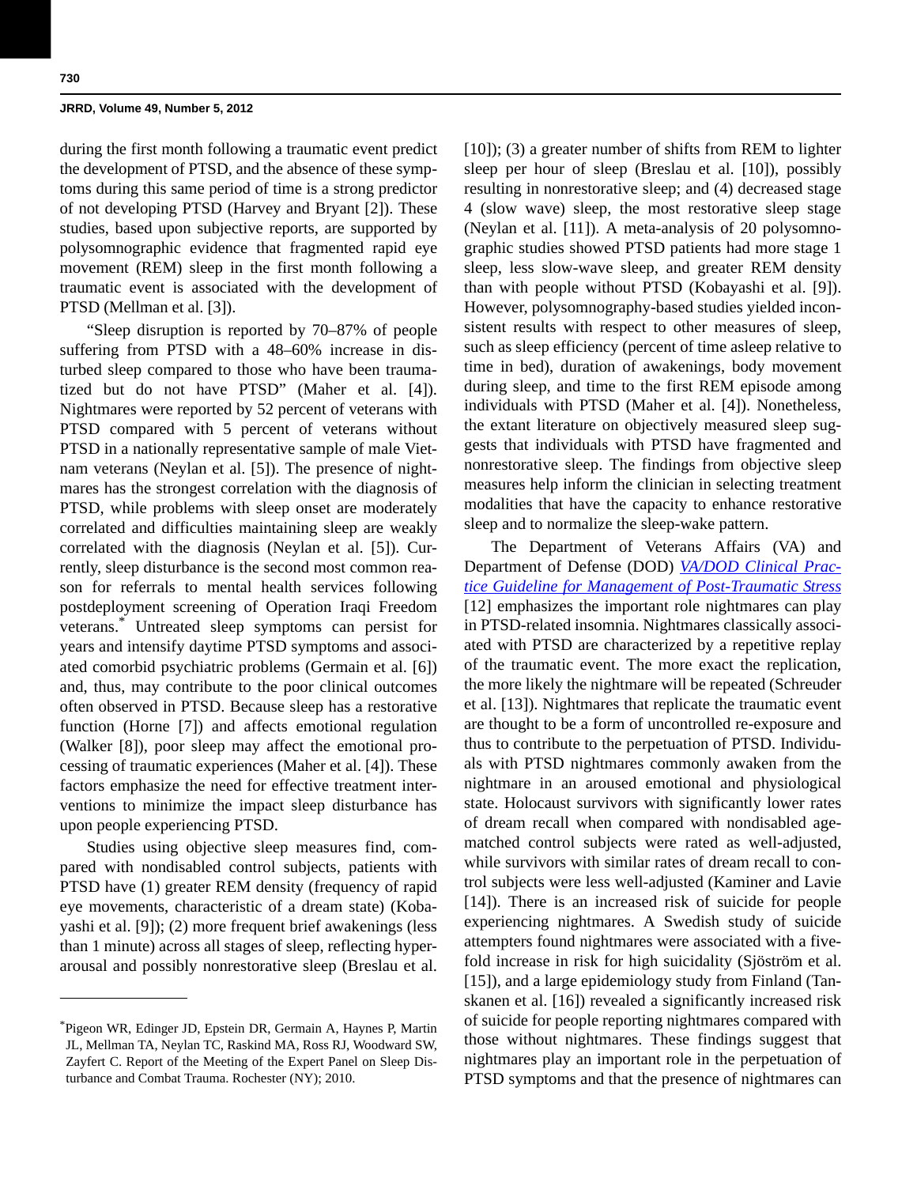during the first month following a traumatic event predict the development of PTSD, and the absence of these symptoms during this same period of time is a strong predictor of not developing PTSD (Harvey and Bryant [2]). These studies, based upon subjective reports, are supported by polysomnographic evidence that fragmented rapid eye movement (REM) sleep in the first month following a traumatic event is associated with the development of PTSD (Mellman et al. [3]).

"Sleep disruption is reported by 70–87% of people suffering from PTSD with a 48–60% increase in disturbed sleep compared to those who have been traumatized but do not have PTSD" (Maher et al. [4]). Nightmares were reported by 52 percent of veterans with PTSD compared with 5 percent of veterans without PTSD in a nationally representative sample of male Vietnam veterans (Neylan et al. [5]). The presence of nightmares has the strongest correlation with the diagnosis of PTSD, while problems with sleep onset are moderately correlated and difficulties maintaining sleep are weakly correlated with the diagnosis (Neylan et al. [5]). Currently, sleep disturbance is the second most common reason for referrals to mental health services following postdeployment screening of Operation Iraqi Freedom veterans.* Untreated sleep symptoms can persist for years and intensify daytime PTSD symptoms and associated comorbid psychiatric problems (Germain et al. [6]) and, thus, may contribute to the poor clinical outcomes often observed in PTSD. Because sleep has a restorative function (Horne [7]) and affects emotional regulation (Walker [8]), poor sleep may affect the emotional processing of traumatic experiences (Maher et al. [4]). These factors emphasize the need for effective treatment interventions to minimize the impact sleep disturbance has upon people experiencing PTSD.

Studies using objective sleep measures find, compared with nondisabled control subjects, patients with PTSD have (1) greater REM density (frequency of rapid eye movements, characteristic of a dream state) (Kobayashi et al. [9]); (2) more frequent brief awakenings (less than 1 minute) across all stages of sleep, reflecting hyperarousal and possibly nonrestorative sleep (Breslau et al. [10]); (3) a greater number of shifts from REM to lighter sleep per hour of sleep (Breslau et al. [10]), possibly resulting in nonrestorative sleep; and (4) decreased stage 4 (slow wave) sleep, the most restorative sleep stage (Neylan et al. [11]). A meta-analysis of 20 polysomnographic studies showed PTSD patients had more stage 1 sleep, less slow-wave sleep, and greater REM density than with people without PTSD (Kobayashi et al. [9]). However, polysomnography-based studies yielded inconsistent results with respect to other measures of sleep, such as sleep efficiency (percent of time asleep relative to time in bed), duration of awakenings, body movement during sleep, and time to the first REM episode among individuals with PTSD (Maher et al. [4]). Nonetheless, the extant literature on objectively measured sleep suggests that individuals with PTSD have fragmented and nonrestorative sleep. The findings from objective sleep measures help inform the clinician in selecting treatment modalities that have the capacity to enhance restorative sleep and to normalize the sleep-wake pattern.

The Department of Veterans Affairs (VA) and Department of Defense (DOD) *VA/DOD Clinical Practice Guideline for Management of Post-Traumatic Stress* [12] emphasizes the important role nightmares can play in PTSD-related insomnia. Nightmares classically associated with PTSD are characterized by a repetitive replay of the traumatic event. The more exact the replication, the more likely the nightmare will be repeated (Schreuder et al. [13]). Nightmares that replicate the traumatic event are thought to be a form of uncontrolled re-exposure and thus to contribute to the perpetuation of PTSD. Individuals with PTSD nightmares commonly awaken from the nightmare in an aroused emotional and physiological state. Holocaust survivors with significantly lower rates of dream recall when compared with nondisabled age-matched control subjects were rated as well-adjusted, while survivors with similar rates of dream recall to control subjects were less well-adjusted (Kaminer and Lavie [14]). There is an increased risk of suicide for people experiencing nightmares. A Swedish study of suicide attempters found nightmares were associated with a five-fold increase in risk for high suicidality (Sjöström et al. [15]), and a large epidemiology study from Finland (Tanskanen et al. [16]) revealed a significantly increased risk of suicide for people reporting nightmares compared with those without nightmares. These findings suggest that nightmares play an important role in the perpetuation of PTSD symptoms and that the presence of nightmares can

---

*Pigeon WR, Edinger JD, Epstein DR, Germain A, Haynes P, Martin JL, Mellman TA, Neylan TC, Raskind MA, Ross RJ, Woodward SW, Zayfert C. Report of the Meeting of the Expert Panel on Sleep Disturbance and Combat Trauma. Rochester (NY); 2010.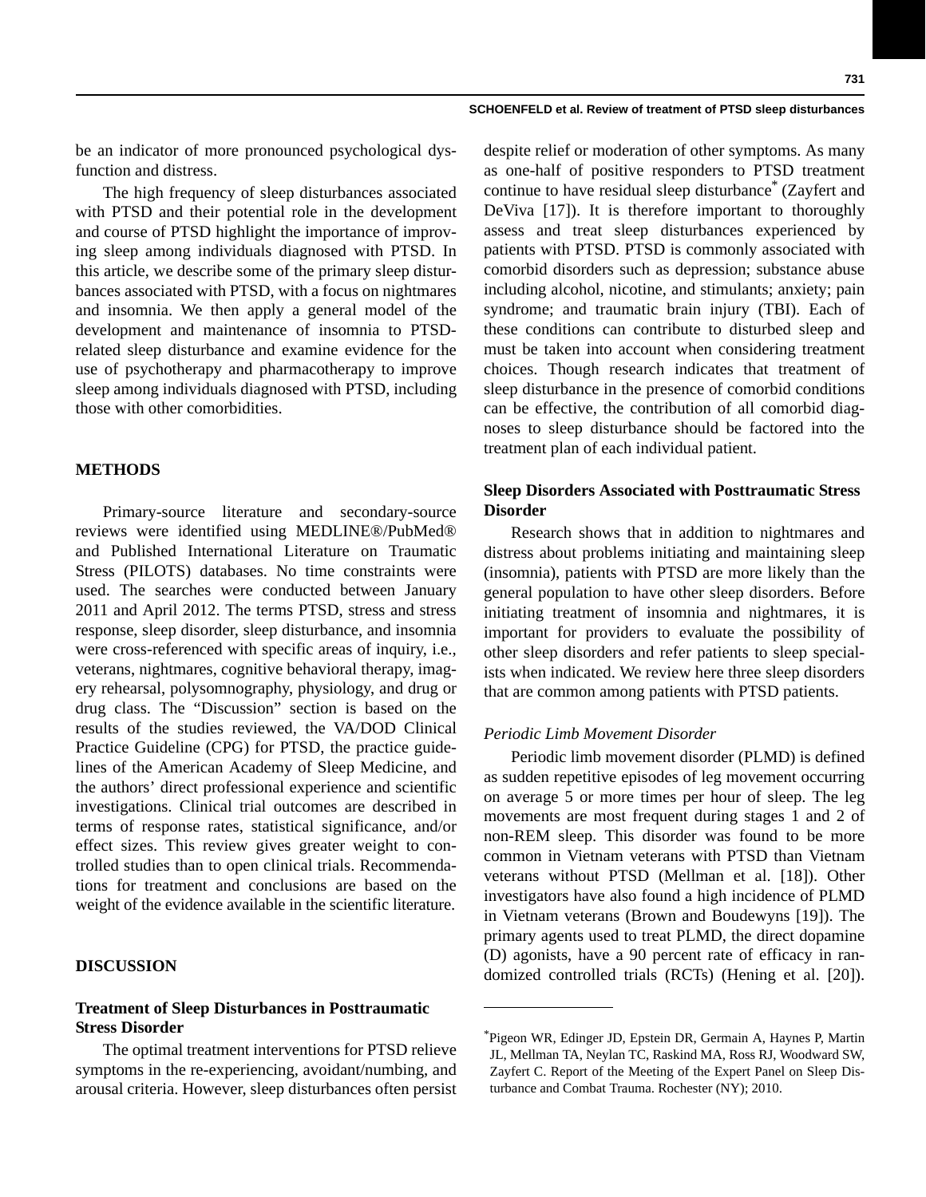be an indicator of more pronounced psychological dysfunction and distress.

The high frequency of sleep disturbances associated with PTSD and their potential role in the development and course of PTSD highlight the importance of improving sleep among individuals diagnosed with PTSD. In this article, we describe some of the primary sleep disturbances associated with PTSD, with a focus on nightmares and insomnia. We then apply a general model of the development and maintenance of insomnia to PTSD-related sleep disturbance and examine evidence for the use of psychotherapy and pharmacotherapy to improve sleep among individuals diagnosed with PTSD, including those with other comorbidities.

## METHODS

Primary-source literature and secondary-source reviews were identified using MEDLINE®/PubMed® and Published International Literature on Traumatic Stress (PILOTS) databases. No time constraints were used. The searches were conducted between January 2011 and April 2012. The terms PTSD, stress and stress response, sleep disorder, sleep disturbance, and insomnia were cross-referenced with specific areas of inquiry, i.e., veterans, nightmares, cognitive behavioral therapy, imagery rehearsal, polysomnography, physiology, and drug or drug class. The "Discussion" section is based on the results of the studies reviewed, the VA/DOD Clinical Practice Guideline (CPG) for PTSD, the practice guidelines of the American Academy of Sleep Medicine, and the authors' direct professional experience and scientific investigations. Clinical trial outcomes are described in terms of response rates, statistical significance, and/or effect sizes. This review gives greater weight to controlled studies than to open clinical trials. Recommendations for treatment and conclusions are based on the weight of the evidence available in the scientific literature.

## DISCUSSION

### Treatment of Sleep Disturbances in Posttraumatic Stress Disorder

The optimal treatment interventions for PTSD relieve symptoms in the re-experiencing, avoidant/numbing, and arousal criteria. However, sleep disturbances often persist despite relief or moderation of other symptoms. As many as one-half of positive responders to PTSD treatment continue to have residual sleep disturbance* (Zayfert and DeViva [17]). It is therefore important to thoroughly assess and treat sleep disturbances experienced by patients with PTSD. PTSD is commonly associated with comorbid disorders such as depression; substance abuse including alcohol, nicotine, and stimulants; anxiety; pain syndrome; and traumatic brain injury (TBI). Each of these conditions can contribute to disturbed sleep and must be taken into account when considering treatment choices. Though research indicates that treatment of sleep disturbance in the presence of comorbid conditions can be effective, the contribution of all comorbid diagnoses to sleep disturbance should be factored into the treatment plan of each individual patient.

### Sleep Disorders Associated with Posttraumatic Stress Disorder

Research shows that in addition to nightmares and distress about problems initiating and maintaining sleep (insomnia), patients with PTSD are more likely than the general population to have other sleep disorders. Before initiating treatment of insomnia and nightmares, it is important for providers to evaluate the possibility of other sleep disorders and refer patients to sleep specialists when indicated. We review here three sleep disorders that are common among patients with PTSD patients.

#### *Periodic Limb Movement Disorder*

Periodic limb movement disorder (PLMD) is defined as sudden repetitive episodes of leg movement occurring on average 5 or more times per hour of sleep. The leg movements are most frequent during stages 1 and 2 of non-REM sleep. This disorder was found to be more common in Vietnam veterans with PTSD than Vietnam veterans without PTSD (Mellman et al. [18]). Other investigators have also found a high incidence of PLMD in Vietnam veterans (Brown and Boudewyns [19]). The primary agents used to treat PLMD, the direct dopamine (D) agonists, have a 90 percent rate of efficacy in randomized controlled trials (RCTs) (Hening et al. [20]).

---

*Pigeon WR, Edinger JD, Epstein DR, Germain A, Haynes P, Martin JL, Mellman TA, Neylan TC, Raskind MA, Ross RJ, Woodward SW, Zayfert C. Report of the Meeting of the Expert Panel on Sleep Disturbance and Combat Trauma. Rochester (NY); 2010.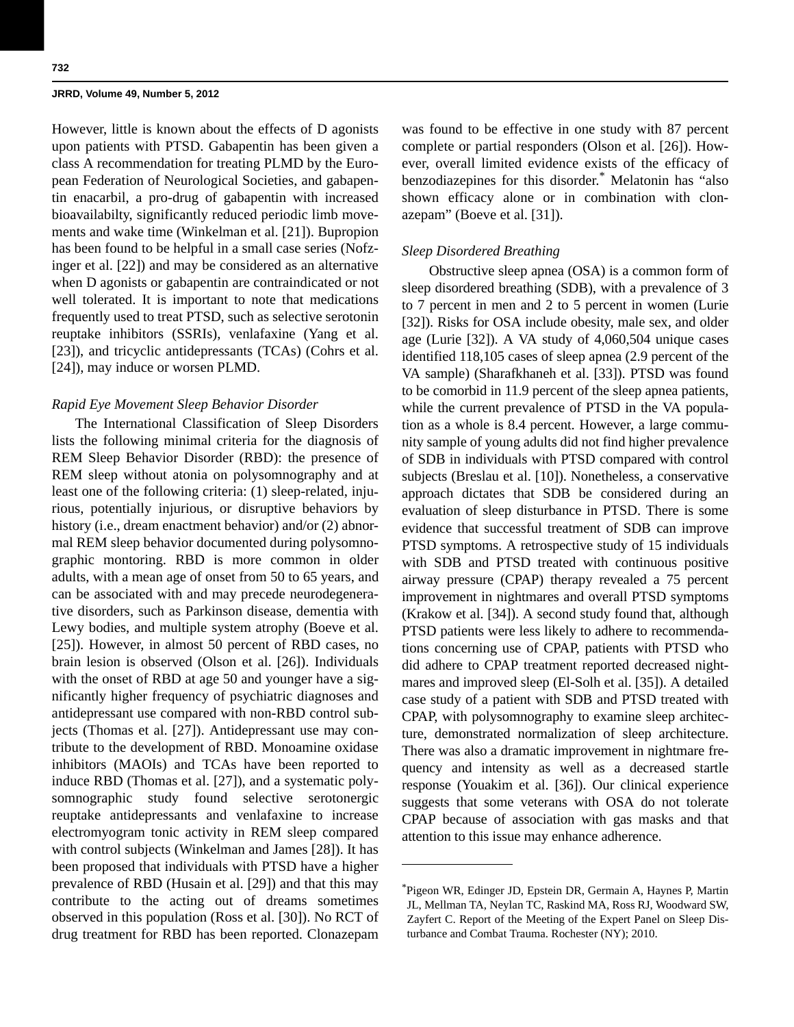However, little is known about the effects of D agonists upon patients with PTSD. Gabapentin has been given a class A recommendation for treating PLMD by the European Federation of Neurological Societies, and gabapentin enacarbil, a pro-drug of gabapentin with increased bioavailabilty, significantly reduced periodic limb movements and wake time (Winkelman et al. [21]). Bupropion has been found to be helpful in a small case series (Nofzinger et al. [22]) and may be considered as an alternative when D agonists or gabapentin are contraindicated or not well tolerated. It is important to note that medications frequently used to treat PTSD, such as selective serotonin reuptake inhibitors (SSRIs), venlafaxine (Yang et al. [23]), and tricyclic antidepressants (TCAs) (Cohrs et al. [24]), may induce or worsen PLMD.

### *Rapid Eye Movement Sleep Behavior Disorder*

The International Classification of Sleep Disorders lists the following minimal criteria for the diagnosis of REM Sleep Behavior Disorder (RBD): the presence of REM sleep without atonia on polysomnography and at least one of the following criteria: (1) sleep-related, injurious, potentially injurious, or disruptive behaviors by history (i.e., dream enactment behavior) and/or (2) abnormal REM sleep behavior documented during polysomnographic montoring. RBD is more common in older adults, with a mean age of onset from 50 to 65 years, and can be associated with and may precede neurodegenerative disorders, such as Parkinson disease, dementia with Lewy bodies, and multiple system atrophy (Boeve et al. [25]). However, in almost 50 percent of RBD cases, no brain lesion is observed (Olson et al. [26]). Individuals with the onset of RBD at age 50 and younger have a significantly higher frequency of psychiatric diagnoses and antidepressant use compared with non-RBD control subjects (Thomas et al. [27]). Antidepressant use may contribute to the development of RBD. Monoamine oxidase inhibitors (MAOIs) and TCAs have been reported to induce RBD (Thomas et al. [27]), and a systematic polysomnographic study found selective serotonergic reuptake antidepressants and venlafaxine to increase electromyogram tonic activity in REM sleep compared with control subjects (Winkelman and James [28]). It has been proposed that individuals with PTSD have a higher prevalence of RBD (Husain et al. [29]) and that this may contribute to the acting out of dreams sometimes observed in this population (Ross et al. [30]). No RCT of drug treatment for RBD has been reported. Clonazepam was found to be effective in one study with 87 percent complete or partial responders (Olson et al. [26]). However, overall limited evidence exists of the efficacy of benzodiazepines for this disorder.* Melatonin has "also shown efficacy alone or in combination with clonazepam" (Boeve et al. [31]).

### *Sleep Disordered Breathing*

Obstructive sleep apnea (OSA) is a common form of sleep disordered breathing (SDB), with a prevalence of 3 to 7 percent in men and 2 to 5 percent in women (Lurie [32]). Risks for OSA include obesity, male sex, and older age (Lurie [32]). A VA study of 4,060,504 unique cases identified 118,105 cases of sleep apnea (2.9 percent of the VA sample) (Sharafkhaneh et al. [33]). PTSD was found to be comorbid in 11.9 percent of the sleep apnea patients, while the current prevalence of PTSD in the VA population as a whole is 8.4 percent. However, a large community sample of young adults did not find higher prevalence of SDB in individuals with PTSD compared with control subjects (Breslau et al. [10]). Nonetheless, a conservative approach dictates that SDB be considered during an evaluation of sleep disturbance in PTSD. There is some evidence that successful treatment of SDB can improve PTSD symptoms. A retrospective study of 15 individuals with SDB and PTSD treated with continuous positive airway pressure (CPAP) therapy revealed a 75 percent improvement in nightmares and overall PTSD symptoms (Krakow et al. [34]). A second study found that, although PTSD patients were less likely to adhere to recommendations concerning use of CPAP, patients with PTSD who did adhere to CPAP treatment reported decreased nightmares and improved sleep (El-Solh et al. [35]). A detailed case study of a patient with SDB and PTSD treated with CPAP, with polysomnography to examine sleep architecture, demonstrated normalization of sleep architecture. There was also a dramatic improvement in nightmare frequency and intensity as well as a decreased startle response (Youakim et al. [36]). Our clinical experience suggests that some veterans with OSA do not tolerate CPAP because of association with gas masks and that attention to this issue may enhance adherence.

---

*Pigeon WR, Edinger JD, Epstein DR, Germain A, Haynes P, Martin JL, Mellman TA, Neylan TC, Raskind MA, Ross RJ, Woodward SW, Zayfert C. Report of the Meeting of the Expert Panel on Sleep Disturbance and Combat Trauma. Rochester (NY); 2010.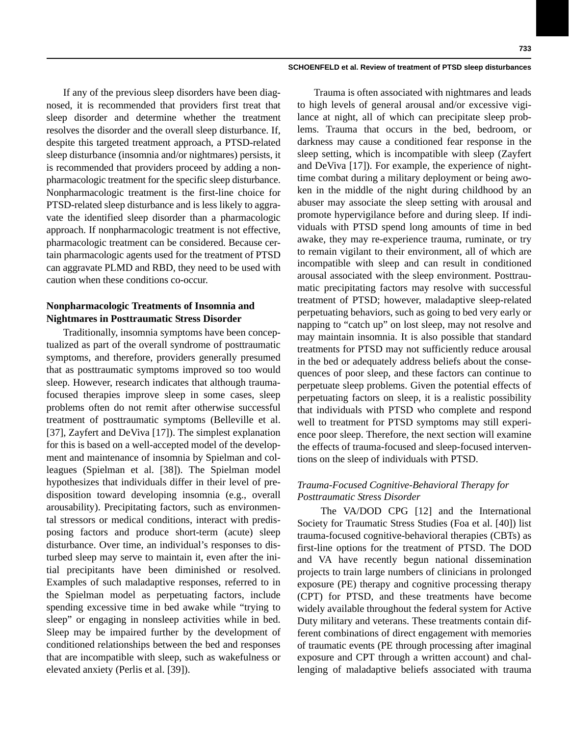If any of the previous sleep disorders have been diagnosed, it is recommended that providers first treat that sleep disorder and determine whether the treatment resolves the disorder and the overall sleep disturbance. If, despite this targeted treatment approach, a PTSD-related sleep disturbance (insomnia and/or nightmares) persists, it is recommended that providers proceed by adding a nonpharmacologic treatment for the specific sleep disturbance. Nonpharmacologic treatment is the first-line choice for PTSD-related sleep disturbance and is less likely to aggravate the identified sleep disorder than a pharmacologic approach. If nonpharmacologic treatment is not effective, pharmacologic treatment can be considered. Because certain pharmacologic agents used for the treatment of PTSD can aggravate PLMD and RBD, they need to be used with caution when these conditions co-occur.

## Nonpharmacologic Treatments of Insomnia and Nightmares in Posttraumatic Stress Disorder

Traditionally, insomnia symptoms have been conceptualized as part of the overall syndrome of posttraumatic symptoms, and therefore, providers generally presumed that as posttraumatic symptoms improved so too would sleep. However, research indicates that although trauma-focused therapies improve sleep in some cases, sleep problems often do not remit after otherwise successful treatment of posttraumatic symptoms (Belleville et al. [37], Zayfert and DeViva [17]). The simplest explanation for this is based on a well-accepted model of the development and maintenance of insomnia by Spielman and colleagues (Spielman et al. [38]). The Spielman model hypothesizes that individuals differ in their level of predisposition toward developing insomnia (e.g., overall arousability). Precipitating factors, such as environmental stressors or medical conditions, interact with predisposing factors and produce short-term (acute) sleep disturbance. Over time, an individual's responses to disturbed sleep may serve to maintain it, even after the initial precipitants have been diminished or resolved. Examples of such maladaptive responses, referred to in the Spielman model as perpetuating factors, include spending excessive time in bed awake while "trying to sleep" or engaging in nonsleep activities while in bed. Sleep may be impaired further by the development of conditioned relationships between the bed and responses that are incompatible with sleep, such as wakefulness or elevated anxiety (Perlis et al. [39]).

Trauma is often associated with nightmares and leads to high levels of general arousal and/or excessive vigilance at night, all of which can precipitate sleep problems. Trauma that occurs in the bed, bedroom, or darkness may cause a conditioned fear response in the sleep setting, which is incompatible with sleep (Zayfert and DeViva [17]). For example, the experience of nighttime combat during a military deployment or being awoken in the middle of the night during childhood by an abuser may associate the sleep setting with arousal and promote hypervigilance before and during sleep. If individuals with PTSD spend long amounts of time in bed awake, they may re-experience trauma, ruminate, or try to remain vigilant to their environment, all of which are incompatible with sleep and can result in conditioned arousal associated with the sleep environment. Posttraumatic precipitating factors may resolve with successful treatment of PTSD; however, maladaptive sleep-related perpetuating behaviors, such as going to bed very early or napping to "catch up" on lost sleep, may not resolve and may maintain insomnia. It is also possible that standard treatments for PTSD may not sufficiently reduce arousal in the bed or adequately address beliefs about the consequences of poor sleep, and these factors can continue to perpetuate sleep problems. Given the potential effects of perpetuating factors on sleep, it is a realistic possibility that individuals with PTSD who complete and respond well to treatment for PTSD symptoms may still experience poor sleep. Therefore, the next section will examine the effects of trauma-focused and sleep-focused interventions on the sleep of individuals with PTSD.

### *Trauma-Focused Cognitive-Behavioral Therapy for Posttraumatic Stress Disorder*

The VA/DOD CPG [12] and the International Society for Traumatic Stress Studies (Foa et al. [40]) list trauma-focused cognitive-behavioral therapies (CBTs) as first-line options for the treatment of PTSD. The DOD and VA have recently begun national dissemination projects to train large numbers of clinicians in prolonged exposure (PE) therapy and cognitive processing therapy (CPT) for PTSD, and these treatments have become widely available throughout the federal system for Active Duty military and veterans. These treatments contain different combinations of direct engagement with memories of traumatic events (PE through processing after imaginal exposure and CPT through a written account) and challenging of maladaptive beliefs associated with trauma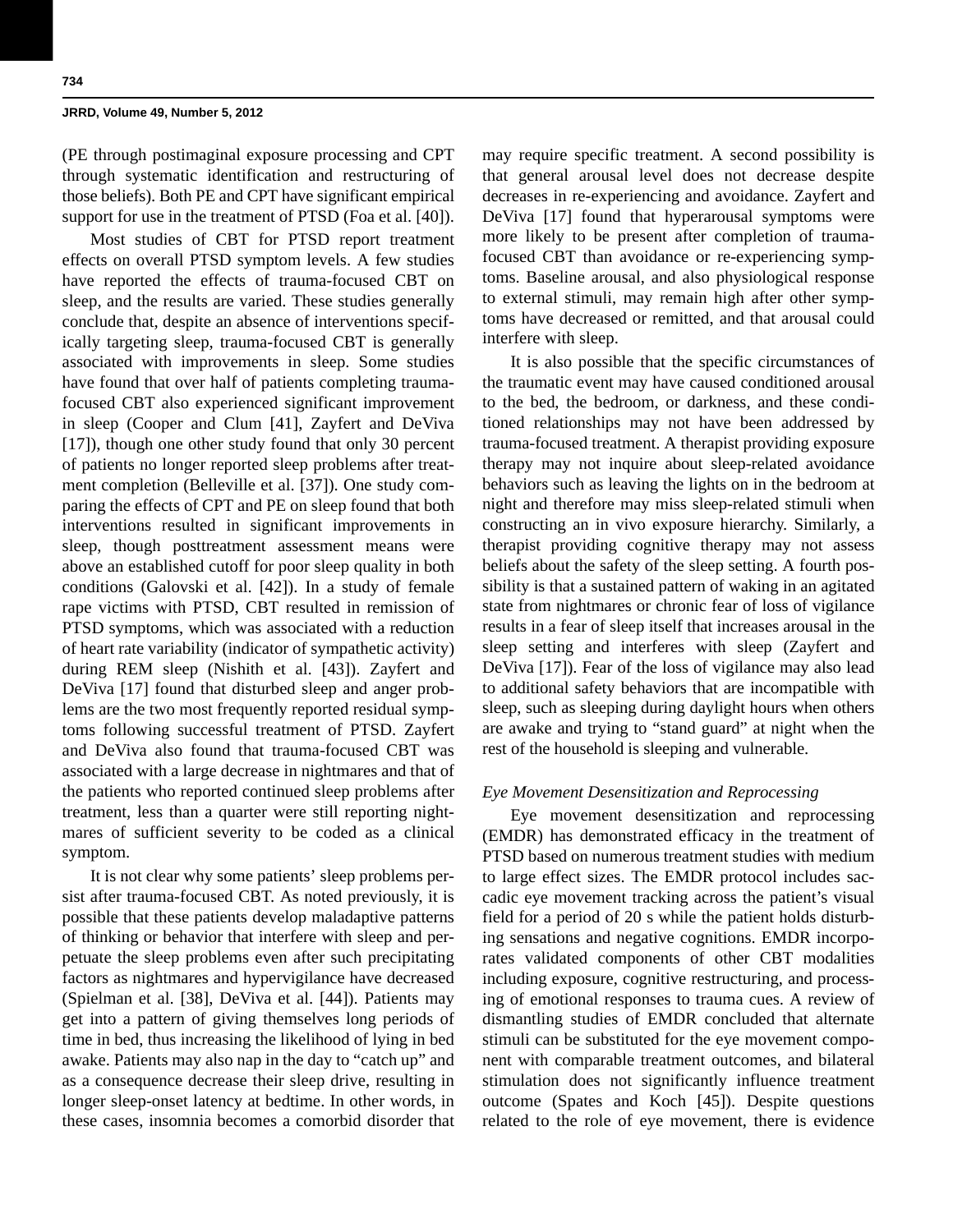(PE through postimaginal exposure processing and CPT through systematic identification and restructuring of those beliefs). Both PE and CPT have significant empirical support for use in the treatment of PTSD (Foa et al. [40]).

Most studies of CBT for PTSD report treatment effects on overall PTSD symptom levels. A few studies have reported the effects of trauma-focused CBT on sleep, and the results are varied. These studies generally conclude that, despite an absence of interventions specifically targeting sleep, trauma-focused CBT is generally associated with improvements in sleep. Some studies have found that over half of patients completing trauma-focused CBT also experienced significant improvement in sleep (Cooper and Clum [41], Zayfert and DeViva [17]), though one other study found that only 30 percent of patients no longer reported sleep problems after treatment completion (Belleville et al. [37]). One study comparing the effects of CPT and PE on sleep found that both interventions resulted in significant improvements in sleep, though posttreatment assessment means were above an established cutoff for poor sleep quality in both conditions (Galovski et al. [42]). In a study of female rape victims with PTSD, CBT resulted in remission of PTSD symptoms, which was associated with a reduction of heart rate variability (indicator of sympathetic activity) during REM sleep (Nishith et al. [43]). Zayfert and DeViva [17] found that disturbed sleep and anger problems are the two most frequently reported residual symptoms following successful treatment of PTSD. Zayfert and DeViva also found that trauma-focused CBT was associated with a large decrease in nightmares and that of the patients who reported continued sleep problems after treatment, less than a quarter were still reporting nightmares of sufficient severity to be coded as a clinical symptom.

It is not clear why some patients' sleep problems persist after trauma-focused CBT. As noted previously, it is possible that these patients develop maladaptive patterns of thinking or behavior that interfere with sleep and perpetuate the sleep problems even after such precipitating factors as nightmares and hypervigilance have decreased (Spielman et al. [38], DeViva et al. [44]). Patients may get into a pattern of giving themselves long periods of time in bed, thus increasing the likelihood of lying in bed awake. Patients may also nap in the day to "catch up" and as a consequence decrease their sleep drive, resulting in longer sleep-onset latency at bedtime. In other words, in these cases, insomnia becomes a comorbid disorder that may require specific treatment. A second possibility is that general arousal level does not decrease despite decreases in re-experiencing and avoidance. Zayfert and DeViva [17] found that hyperarousal symptoms were more likely to be present after completion of trauma-focused CBT than avoidance or re-experiencing symptoms. Baseline arousal, and also physiological response to external stimuli, may remain high after other symptoms have decreased or remitted, and that arousal could interfere with sleep.

It is also possible that the specific circumstances of the traumatic event may have caused conditioned arousal to the bed, the bedroom, or darkness, and these conditioned relationships may not have been addressed by trauma-focused treatment. A therapist providing exposure therapy may not inquire about sleep-related avoidance behaviors such as leaving the lights on in the bedroom at night and therefore may miss sleep-related stimuli when constructing an in vivo exposure hierarchy. Similarly, a therapist providing cognitive therapy may not assess beliefs about the safety of the sleep setting. A fourth possibility is that a sustained pattern of waking in an agitated state from nightmares or chronic fear of loss of vigilance results in a fear of sleep itself that increases arousal in the sleep setting and interferes with sleep (Zayfert and DeViva [17]). Fear of the loss of vigilance may also lead to additional safety behaviors that are incompatible with sleep, such as sleeping during daylight hours when others are awake and trying to "stand guard" at night when the rest of the household is sleeping and vulnerable.

### *Eye Movement Desensitization and Reprocessing*

Eye movement desensitization and reprocessing (EMDR) has demonstrated efficacy in the treatment of PTSD based on numerous treatment studies with medium to large effect sizes. The EMDR protocol includes saccadic eye movement tracking across the patient's visual field for a period of 20 s while the patient holds disturbing sensations and negative cognitions. EMDR incorporates validated components of other CBT modalities including exposure, cognitive restructuring, and processing of emotional responses to trauma cues. A review of dismantling studies of EMDR concluded that alternate stimuli can be substituted for the eye movement component with comparable treatment outcomes, and bilateral stimulation does not significantly influence treatment outcome (Spates and Koch [45]). Despite questions related to the role of eye movement, there is evidence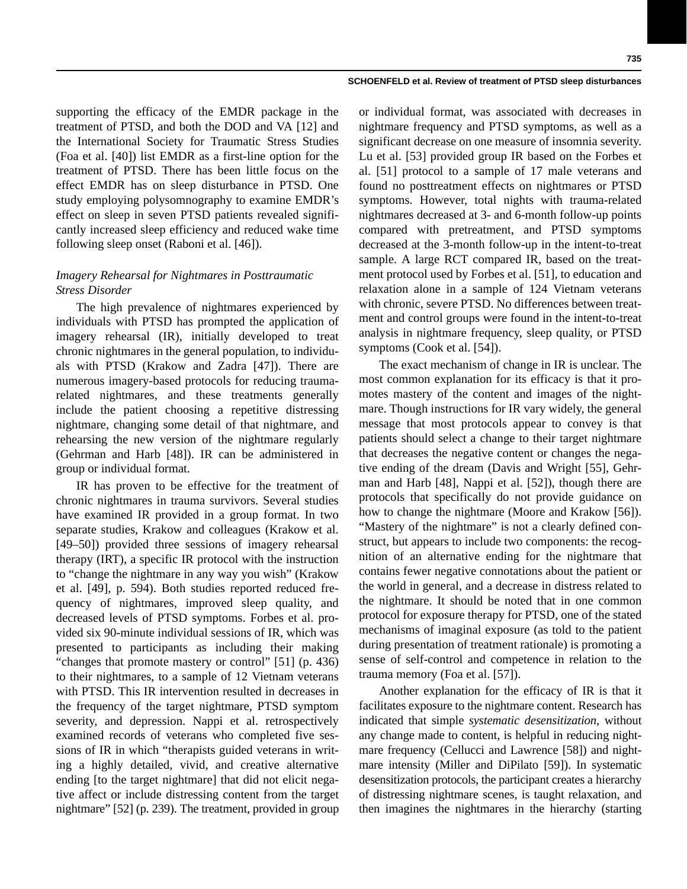supporting the efficacy of the EMDR package in the treatment of PTSD, and both the DOD and VA [12] and the International Society for Traumatic Stress Studies (Foa et al. [40]) list EMDR as a first-line option for the treatment of PTSD. There has been little focus on the effect EMDR has on sleep disturbance in PTSD. One study employing polysomnography to examine EMDR's effect on sleep in seven PTSD patients revealed significantly increased sleep efficiency and reduced wake time following sleep onset (Raboni et al. [46]).

### *Imagery Rehearsal for Nightmares in Posttraumatic Stress Disorder*

The high prevalence of nightmares experienced by individuals with PTSD has prompted the application of imagery rehearsal (IR), initially developed to treat chronic nightmares in the general population, to individuals with PTSD (Krakow and Zadra [47]). There are numerous imagery-based protocols for reducing trauma-related nightmares, and these treatments generally include the patient choosing a repetitive distressing nightmare, changing some detail of that nightmare, and rehearsing the new version of the nightmare regularly (Gehrman and Harb [48]). IR can be administered in group or individual format.

IR has proven to be effective for the treatment of chronic nightmares in trauma survivors. Several studies have examined IR provided in a group format. In two separate studies, Krakow and colleagues (Krakow et al. [49–50]) provided three sessions of imagery rehearsal therapy (IRT), a specific IR protocol with the instruction to "change the nightmare in any way you wish" (Krakow et al. [49], p. 594). Both studies reported reduced frequency of nightmares, improved sleep quality, and decreased levels of PTSD symptoms. Forbes et al. provided six 90-minute individual sessions of IR, which was presented to participants as including their making "changes that promote mastery or control" [51] (p. 436) to their nightmares, to a sample of 12 Vietnam veterans with PTSD. This IR intervention resulted in decreases in the frequency of the target nightmare, PTSD symptom severity, and depression. Nappi et al. retrospectively examined records of veterans who completed five sessions of IR in which "therapists guided veterans in writing a highly detailed, vivid, and creative alternative ending [to the target nightmare] that did not elicit negative affect or include distressing content from the target nightmare" [52] (p. 239). The treatment, provided in group or individual format, was associated with decreases in nightmare frequency and PTSD symptoms, as well as a significant decrease on one measure of insomnia severity. Lu et al. [53] provided group IR based on the Forbes et al. [51] protocol to a sample of 17 male veterans and found no posttreatment effects on nightmares or PTSD symptoms. However, total nights with trauma-related nightmares decreased at 3- and 6-month follow-up points compared with pretreatment, and PTSD symptoms decreased at the 3-month follow-up in the intent-to-treat sample. A large RCT compared IR, based on the treatment protocol used by Forbes et al. [51], to education and relaxation alone in a sample of 124 Vietnam veterans with chronic, severe PTSD. No differences between treatment and control groups were found in the intent-to-treat analysis in nightmare frequency, sleep quality, or PTSD symptoms (Cook et al. [54]).

The exact mechanism of change in IR is unclear. The most common explanation for its efficacy is that it promotes mastery of the content and images of the nightmare. Though instructions for IR vary widely, the general message that most protocols appear to convey is that patients should select a change to their target nightmare that decreases the negative content or changes the negative ending of the dream (Davis and Wright [55], Gehrman and Harb [48], Nappi et al. [52]), though there are protocols that specifically do not provide guidance on how to change the nightmare (Moore and Krakow [56]). "Mastery of the nightmare" is not a clearly defined construct, but appears to include two components: the recognition of an alternative ending for the nightmare that contains fewer negative connotations about the patient or the world in general, and a decrease in distress related to the nightmare. It should be noted that in one common protocol for exposure therapy for PTSD, one of the stated mechanisms of imaginal exposure (as told to the patient during presentation of treatment rationale) is promoting a sense of self-control and competence in relation to the trauma memory (Foa et al. [57]).

Another explanation for the efficacy of IR is that it facilitates exposure to the nightmare content. Research has indicated that simple *systematic desensitization*, without any change made to content, is helpful in reducing nightmare frequency (Cellucci and Lawrence [58]) and nightmare intensity (Miller and DiPilato [59]). In systematic desensitization protocols, the participant creates a hierarchy of distressing nightmare scenes, is taught relaxation, and then imagines the nightmares in the hierarchy (starting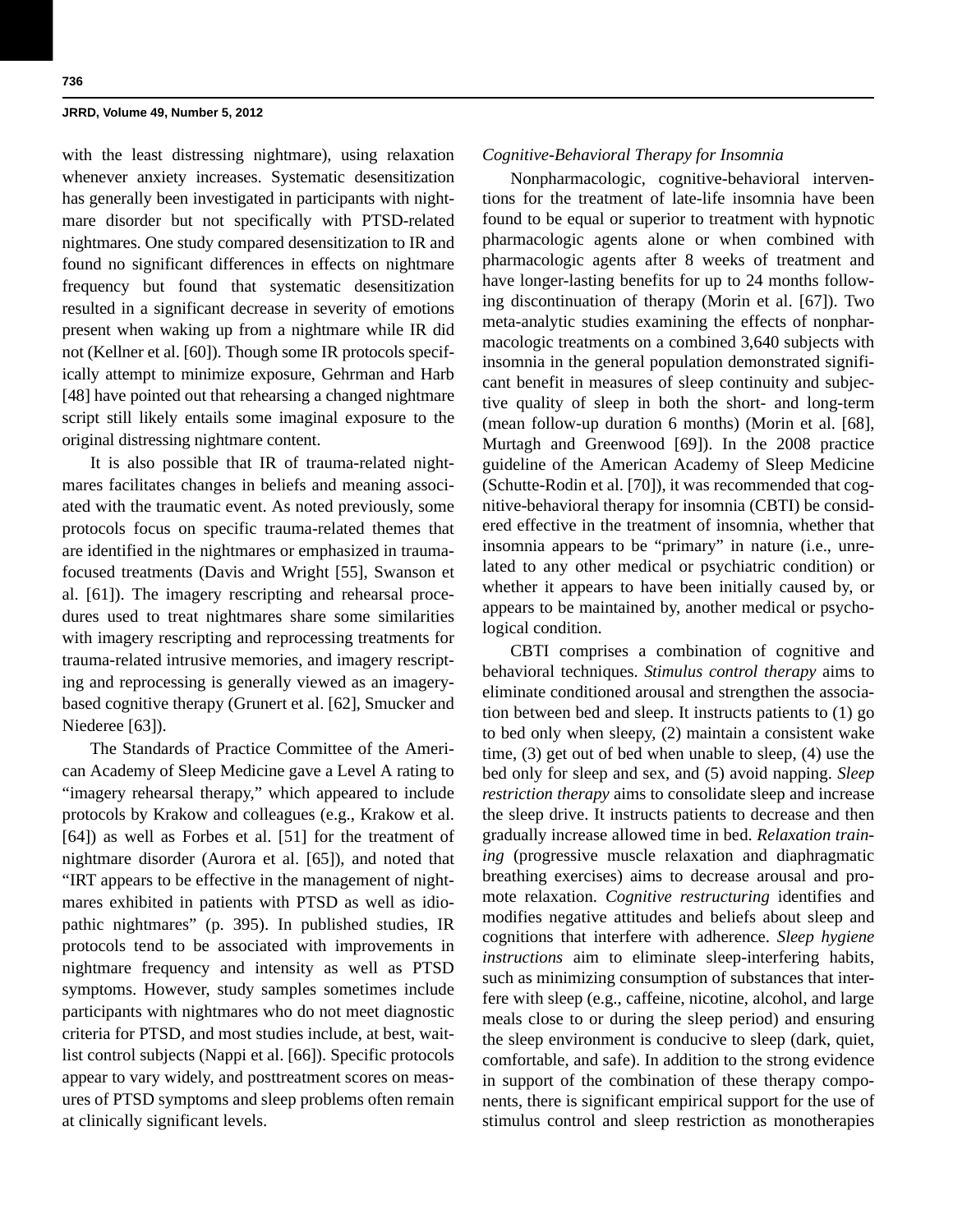with the least distressing nightmare), using relaxation whenever anxiety increases. Systematic desensitization has generally been investigated in participants with nightmare disorder but not specifically with PTSD-related nightmares. One study compared desensitization to IR and found no significant differences in effects on nightmare frequency but found that systematic desensitization resulted in a significant decrease in severity of emotions present when waking up from a nightmare while IR did not (Kellner et al. [60]). Though some IR protocols specifically attempt to minimize exposure, Gehrman and Harb [48] have pointed out that rehearsing a changed nightmare script still likely entails some imaginal exposure to the original distressing nightmare content.

It is also possible that IR of trauma-related nightmares facilitates changes in beliefs and meaning associated with the traumatic event. As noted previously, some protocols focus on specific trauma-related themes that are identified in the nightmares or emphasized in trauma-focused treatments (Davis and Wright [55], Swanson et al. [61]). The imagery rescripting and rehearsal procedures used to treat nightmares share some similarities with imagery rescripting and reprocessing treatments for trauma-related intrusive memories, and imagery rescripting and reprocessing is generally viewed as an imagery-based cognitive therapy (Grunert et al. [62], Smucker and Niederee [63]).

The Standards of Practice Committee of the American Academy of Sleep Medicine gave a Level A rating to "imagery rehearsal therapy," which appeared to include protocols by Krakow and colleagues (e.g., Krakow et al. [64]) as well as Forbes et al. [51] for the treatment of nightmare disorder (Aurora et al. [65]), and noted that "IRT appears to be effective in the management of nightmares exhibited in patients with PTSD as well as idiopathic nightmares" (p. 395). In published studies, IR protocols tend to be associated with improvements in nightmare frequency and intensity as well as PTSD symptoms. However, study samples sometimes include participants with nightmares who do not meet diagnostic criteria for PTSD, and most studies include, at best, wait-list control subjects (Nappi et al. [66]). Specific protocols appear to vary widely, and posttreatment scores on measures of PTSD symptoms and sleep problems often remain at clinically significant levels.

### *Cognitive-Behavioral Therapy for Insomnia*

Nonpharmacologic, cognitive-behavioral interventions for the treatment of late-life insomnia have been found to be equal or superior to treatment with hypnotic pharmacologic agents alone or when combined with pharmacologic agents after 8 weeks of treatment and have longer-lasting benefits for up to 24 months following discontinuation of therapy (Morin et al. [67]). Two meta-analytic studies examining the effects of nonpharmacologic treatments on a combined 3,640 subjects with insomnia in the general population demonstrated significant benefit in measures of sleep continuity and subjective quality of sleep in both the short- and long-term (mean follow-up duration 6 months) (Morin et al. [68], Murtagh and Greenwood [69]). In the 2008 practice guideline of the American Academy of Sleep Medicine (Schutte-Rodin et al. [70]), it was recommended that cognitive-behavioral therapy for insomnia (CBTI) be considered effective in the treatment of insomnia, whether that insomnia appears to be "primary" in nature (i.e., unrelated to any other medical or psychiatric condition) or whether it appears to have been initially caused by, or appears to be maintained by, another medical or psychological condition.

CBTI comprises a combination of cognitive and behavioral techniques. *Stimulus control therapy* aims to eliminate conditioned arousal and strengthen the association between bed and sleep. It instructs patients to (1) go to bed only when sleepy, (2) maintain a consistent wake time, (3) get out of bed when unable to sleep, (4) use the bed only for sleep and sex, and (5) avoid napping. *Sleep restriction therapy* aims to consolidate sleep and increase the sleep drive. It instructs patients to decrease and then gradually increase allowed time in bed. *Relaxation training* (progressive muscle relaxation and diaphragmatic breathing exercises) aims to decrease arousal and promote relaxation. *Cognitive restructuring* identifies and modifies negative attitudes and beliefs about sleep and cognitions that interfere with adherence. *Sleep hygiene instructions* aim to eliminate sleep-interfering habits, such as minimizing consumption of substances that interfere with sleep (e.g., caffeine, nicotine, alcohol, and large meals close to or during the sleep period) and ensuring the sleep environment is conducive to sleep (dark, quiet, comfortable, and safe). In addition to the strong evidence in support of the combination of these therapy components, there is significant empirical support for the use of stimulus control and sleep restriction as monotherapies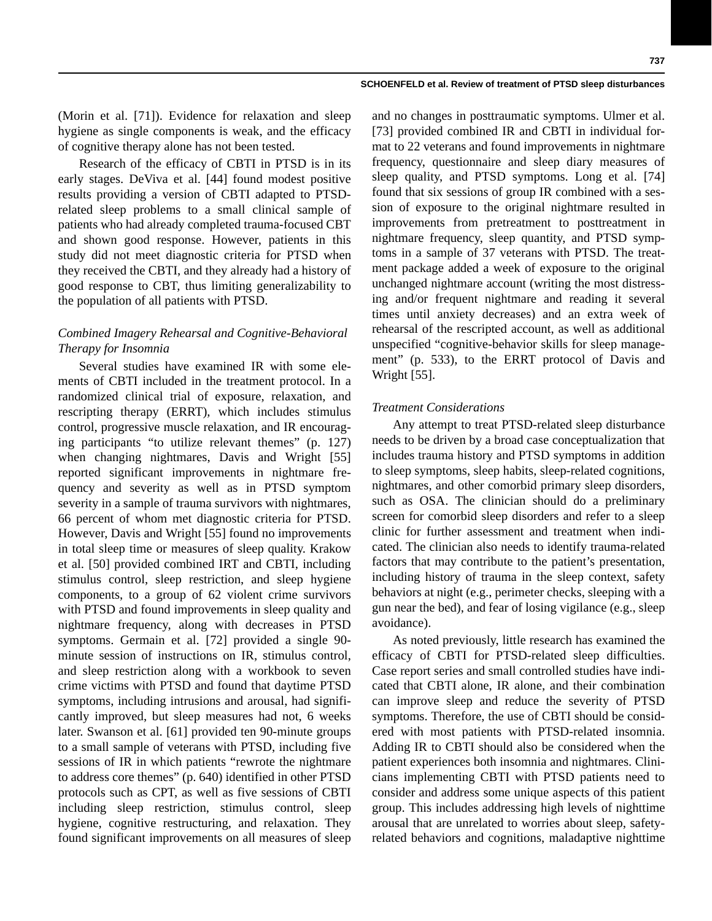(Morin et al. [71]). Evidence for relaxation and sleep hygiene as single components is weak, and the efficacy of cognitive therapy alone has not been tested.

Research of the efficacy of CBTI in PTSD is in its early stages. DeViva et al. [44] found modest positive results providing a version of CBTI adapted to PTSD-related sleep problems to a small clinical sample of patients who had already completed trauma-focused CBT and shown good response. However, patients in this study did not meet diagnostic criteria for PTSD when they received the CBTI, and they already had a history of good response to CBT, thus limiting generalizability to the population of all patients with PTSD.

### *Combined Imagery Rehearsal and Cognitive-Behavioral Therapy for Insomnia*

Several studies have examined IR with some elements of CBTI included in the treatment protocol. In a randomized clinical trial of exposure, relaxation, and rescripting therapy (ERRT), which includes stimulus control, progressive muscle relaxation, and IR encouraging participants "to utilize relevant themes" (p. 127) when changing nightmares, Davis and Wright [55] reported significant improvements in nightmare frequency and severity as well as in PTSD symptom severity in a sample of trauma survivors with nightmares, 66 percent of whom met diagnostic criteria for PTSD. However, Davis and Wright [55] found no improvements in total sleep time or measures of sleep quality. Krakow et al. [50] provided combined IRT and CBTI, including stimulus control, sleep restriction, and sleep hygiene components, to a group of 62 violent crime survivors with PTSD and found improvements in sleep quality and nightmare frequency, along with decreases in PTSD symptoms. Germain et al. [72] provided a single 90-minute session of instructions on IR, stimulus control, and sleep restriction along with a workbook to seven crime victims with PTSD and found that daytime PTSD symptoms, including intrusions and arousal, had significantly improved, but sleep measures had not, 6 weeks later. Swanson et al. [61] provided ten 90-minute groups to a small sample of veterans with PTSD, including five sessions of IR in which patients "rewrote the nightmare to address core themes" (p. 640) identified in other PTSD protocols such as CPT, as well as five sessions of CBTI including sleep restriction, stimulus control, sleep hygiene, cognitive restructuring, and relaxation. They found significant improvements on all measures of sleep and no changes in posttraumatic symptoms. Ulmer et al. [73] provided combined IR and CBTI in individual format to 22 veterans and found improvements in nightmare frequency, questionnaire and sleep diary measures of sleep quality, and PTSD symptoms. Long et al. [74] found that six sessions of group IR combined with a session of exposure to the original nightmare resulted in improvements from pretreatment to posttreatment in nightmare frequency, sleep quantity, and PTSD symptoms in a sample of 37 veterans with PTSD. The treatment package added a week of exposure to the original unchanged nightmare account (writing the most distressing and/or frequent nightmare and reading it several times until anxiety decreases) and an extra week of rehearsal of the rescripted account, as well as additional unspecified "cognitive-behavior skills for sleep management" (p. 533), to the ERRT protocol of Davis and Wright [55].

### *Treatment Considerations*

Any attempt to treat PTSD-related sleep disturbance needs to be driven by a broad case conceptualization that includes trauma history and PTSD symptoms in addition to sleep symptoms, sleep habits, sleep-related cognitions, nightmares, and other comorbid primary sleep disorders, such as OSA. The clinician should do a preliminary screen for comorbid sleep disorders and refer to a sleep clinic for further assessment and treatment when indicated. The clinician also needs to identify trauma-related factors that may contribute to the patient's presentation, including history of trauma in the sleep context, safety behaviors at night (e.g., perimeter checks, sleeping with a gun near the bed), and fear of losing vigilance (e.g., sleep avoidance).

As noted previously, little research has examined the efficacy of CBTI for PTSD-related sleep difficulties. Case report series and small controlled studies have indicated that CBTI alone, IR alone, and their combination can improve sleep and reduce the severity of PTSD symptoms. Therefore, the use of CBTI should be considered with most patients with PTSD-related insomnia. Adding IR to CBTI should also be considered when the patient experiences both insomnia and nightmares. Clinicians implementing CBTI with PTSD patients need to consider and address some unique aspects of this patient group. This includes addressing high levels of nighttime arousal that are unrelated to worries about sleep, safety-related behaviors and cognitions, maladaptive nighttime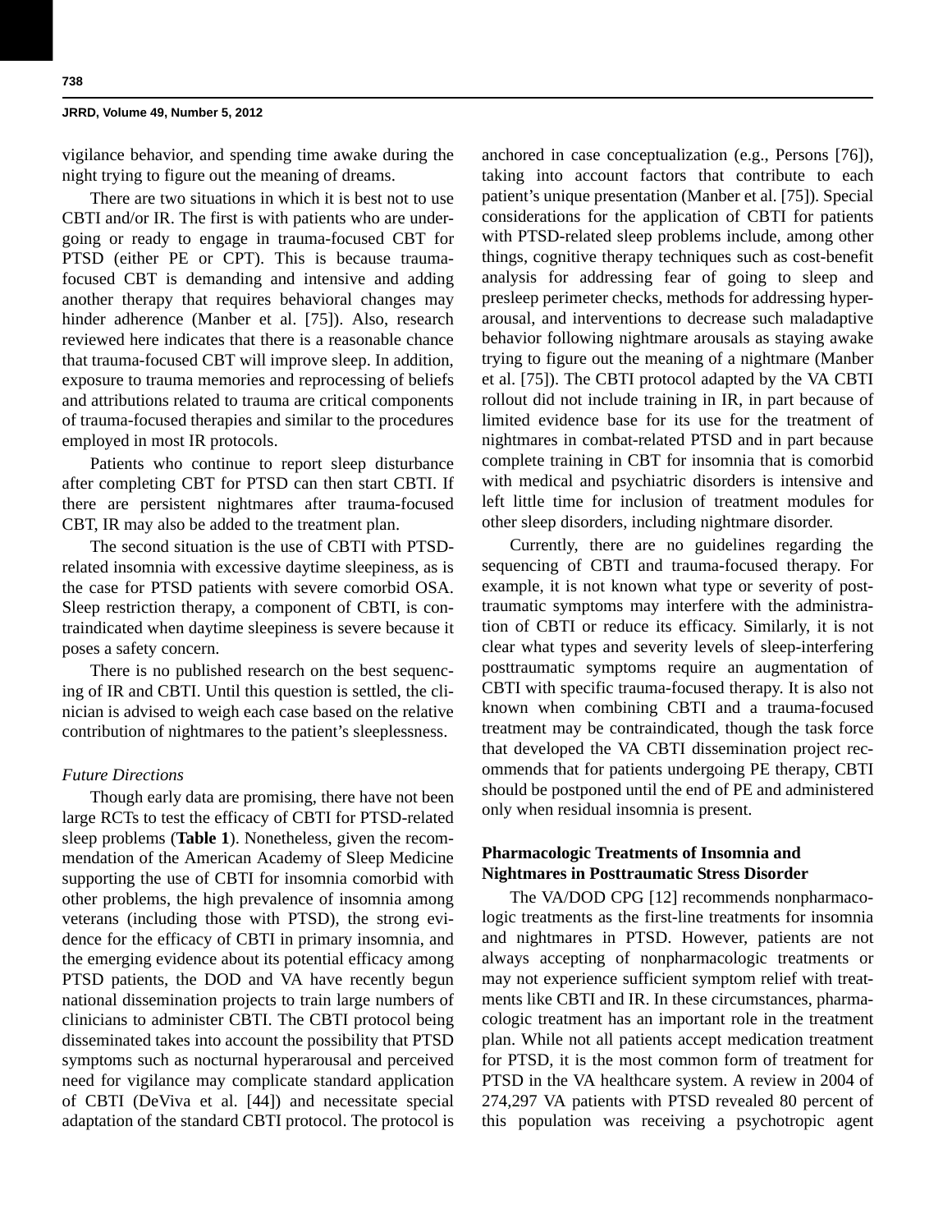vigilance behavior, and spending time awake during the night trying to figure out the meaning of dreams.

There are two situations in which it is best not to use CBTI and/or IR. The first is with patients who are undergoing or ready to engage in trauma-focused CBT for PTSD (either PE or CPT). This is because trauma-focused CBT is demanding and intensive and adding another therapy that requires behavioral changes may hinder adherence (Manber et al. [75]). Also, research reviewed here indicates that there is a reasonable chance that trauma-focused CBT will improve sleep. In addition, exposure to trauma memories and reprocessing of beliefs and attributions related to trauma are critical components of trauma-focused therapies and similar to the procedures employed in most IR protocols.

Patients who continue to report sleep disturbance after completing CBT for PTSD can then start CBTI. If there are persistent nightmares after trauma-focused CBT, IR may also be added to the treatment plan.

The second situation is the use of CBTI with PTSD-related insomnia with excessive daytime sleepiness, as is the case for PTSD patients with severe comorbid OSA. Sleep restriction therapy, a component of CBTI, is contraindicated when daytime sleepiness is severe because it poses a safety concern.

There is no published research on the best sequencing of IR and CBTI. Until this question is settled, the clinician is advised to weigh each case based on the relative contribution of nightmares to the patient's sleeplessness.

*Future Directions*

Though early data are promising, there have not been large RCTs to test the efficacy of CBTI for PTSD-related sleep problems (**Table 1**). Nonetheless, given the recommendation of the American Academy of Sleep Medicine supporting the use of CBTI for insomnia comorbid with other problems, the high prevalence of insomnia among veterans (including those with PTSD), the strong evidence for the efficacy of CBTI in primary insomnia, and the emerging evidence about its potential efficacy among PTSD patients, the DOD and VA have recently begun national dissemination projects to train large numbers of clinicians to administer CBTI. The CBTI protocol being disseminated takes into account the possibility that PTSD symptoms such as nocturnal hyperarousal and perceived need for vigilance may complicate standard application of CBTI (DeViva et al. [44]) and necessitate special adaptation of the standard CBTI protocol. The protocol is anchored in case conceptualization (e.g., Persons [76]), taking into account factors that contribute to each patient's unique presentation (Manber et al. [75]). Special considerations for the application of CBTI for patients with PTSD-related sleep problems include, among other things, cognitive therapy techniques such as cost-benefit analysis for addressing fear of going to sleep and presleep perimeter checks, methods for addressing hyperarousal, and interventions to decrease such maladaptive behavior following nightmare arousals as staying awake trying to figure out the meaning of a nightmare (Manber et al. [75]). The CBTI protocol adapted by the VA CBTI rollout did not include training in IR, in part because of limited evidence base for its use for the treatment of nightmares in combat-related PTSD and in part because complete training in CBT for insomnia that is comorbid with medical and psychiatric disorders is intensive and left little time for inclusion of treatment modules for other sleep disorders, including nightmare disorder.

Currently, there are no guidelines regarding the sequencing of CBTI and trauma-focused therapy. For example, it is not known what type or severity of posttraumatic symptoms may interfere with the administration of CBTI or reduce its efficacy. Similarly, it is not clear what types and severity levels of sleep-interfering posttraumatic symptoms require an augmentation of CBTI with specific trauma-focused therapy. It is also not known when combining CBTI and a trauma-focused treatment may be contraindicated, though the task force that developed the VA CBTI dissemination project recommends that for patients undergoing PE therapy, CBTI should be postponed until the end of PE and administered only when residual insomnia is present.

## Pharmacologic Treatments of Insomnia and Nightmares in Posttraumatic Stress Disorder

The VA/DOD CPG [12] recommends nonpharmacologic treatments as the first-line treatments for insomnia and nightmares in PTSD. However, patients are not always accepting of nonpharmacologic treatments or may not experience sufficient symptom relief with treatments like CBTI and IR. In these circumstances, pharmacologic treatment has an important role in the treatment plan. While not all patients accept medication treatment for PTSD, it is the most common form of treatment for PTSD in the VA healthcare system. A review in 2004 of 274,297 VA patients with PTSD revealed 80 percent of this population was receiving a psychotropic agent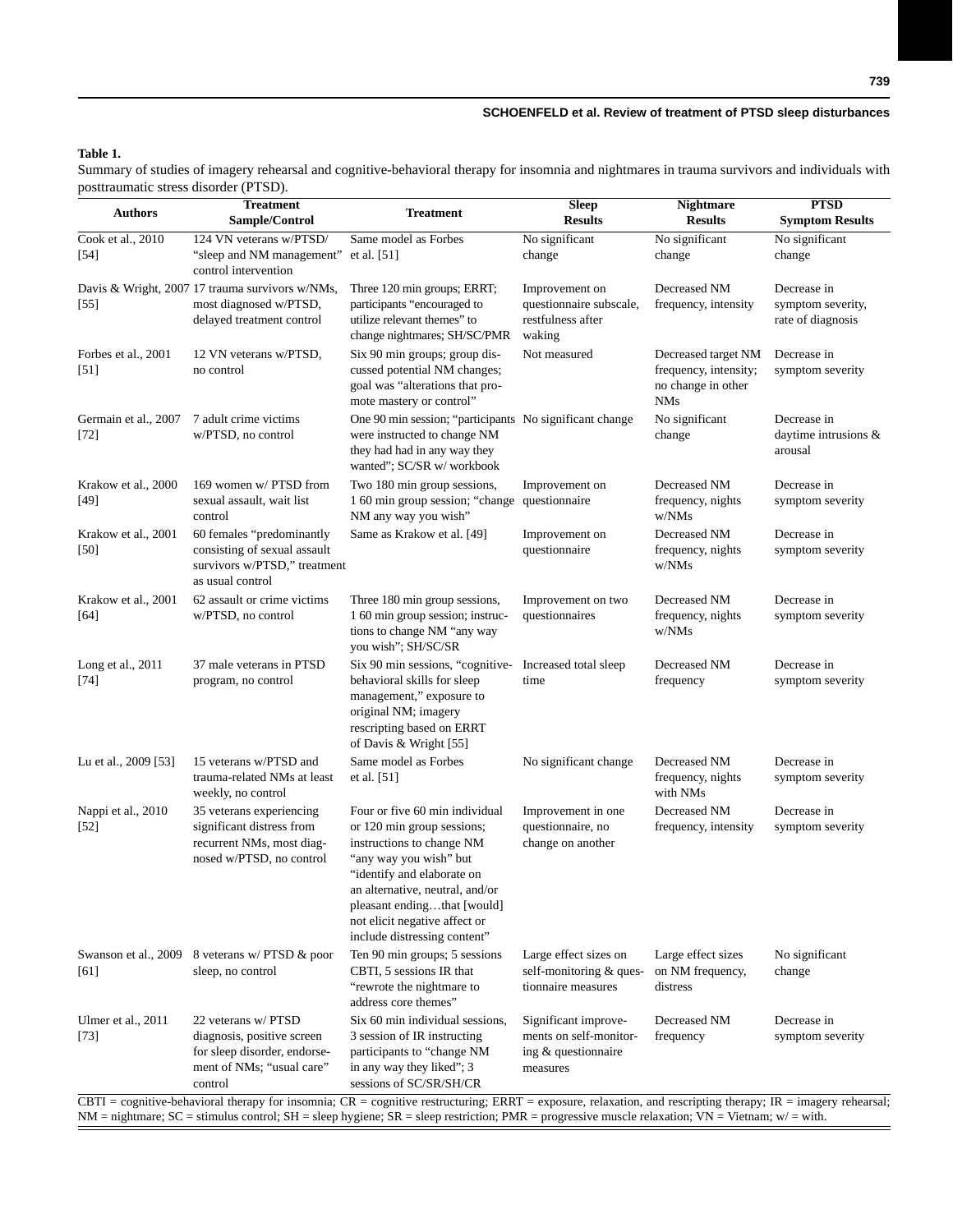**Table 1.**

Summary of studies of imagery rehearsal and cognitive-behavioral therapy for insomnia and nightmares in trauma survivors and individuals with posttraumatic stress disorder (PTSD).

| Authors | Treatment Sample/Control | Treatment | Sleep Results | Nightmare Results | PTSD Symptom Results |
|---|---|---|---|---|---|
| Cook et al., 2010 [54] | 124 VN veterans w/PTSD/ "sleep and NM management" control intervention | Same model as Forbes et al. [51] | No significant change | No significant change | No significant change |
| Davis & Wright, 2007 [55] | 17 trauma survivors w/NMs, most diagnosed w/PTSD, delayed treatment control | Three 120 min groups; ERRT; participants "encouraged to utilize relevant themes" to change nightmares; SH/SC/PMR | Improvement on questionnaire subscale, restfulness after waking | Decreased NM frequency, intensity | Decrease in symptom severity, rate of diagnosis |
| Forbes et al., 2001 [51] | 12 VN veterans w/PTSD, no control | Six 90 min groups; group discussed potential NM changes; goal was "alterations that promote mastery or control" | Not measured | Decreased target NM frequency, intensity; no change in other NMs | Decrease in symptom severity |
| Germain et al., 2007 [72] | 7 adult crime victims w/PTSD, no control | One 90 min session; "participants were instructed to change NM they had had in any way they wanted"; SC/SR w/ workbook | No significant change | No significant change | Decrease in daytime intrusions & arousal |
| Krakow et al., 2000 [49] | 169 women w/ PTSD from sexual assault, wait list control | Two 180 min group sessions, 1 60 min group session; "change NM any way you wish" | Improvement on questionnaire | Decreased NM frequency, nights w/NMs | Decrease in symptom severity |
| Krakow et al., 2001 [50] | 60 females "predominantly consisting of sexual assault survivors w/PTSD," treatment as usual control | Same as Krakow et al. [49] | Improvement on questionnaire | Decreased NM frequency, nights w/NMs | Decrease in symptom severity |
| Krakow et al., 2001 [64] | 62 assault or crime victims w/PTSD, no control | Three 180 min group sessions, 1 60 min group session; instructions to change NM "any way you wish"; SH/SC/SR | Improvement on two questionnaires | Decreased NM frequency, nights w/NMs | Decrease in symptom severity |
| Long et al., 2011 [74] | 37 male veterans in PTSD program, no control | Six 90 min sessions, "cognitive-behavioral skills for sleep management," exposure to original NM; imagery rescripting based on ERRT of Davis & Wright [55] | Increased total sleep time | Decreased NM frequency | Decrease in symptom severity |
| Lu et al., 2009 [53] | 15 veterans w/PTSD and trauma-related NMs at least weekly, no control | Same model as Forbes et al. [51] | No significant change | Decreased NM frequency, nights with NMs | Decrease in symptom severity |
| Nappi et al., 2010 [52] | 35 veterans experiencing significant distress from recurrent NMs, most diagnosed w/PTSD, no control | Four or five 60 min individual or 120 min group sessions; instructions to change NM "any way you wish" but "identify and elaborate on an alternative, neutral, and/or pleasant ending…that [would] not elicit negative affect or include distressing content" | Improvement in one questionnaire, no change on another | Decreased NM frequency, intensity | Decrease in symptom severity |
| Swanson et al., 2009 [61] | 8 veterans w/ PTSD & poor sleep, no control | Ten 90 min groups; 5 sessions CBTI, 5 sessions IR that "rewrote the nightmare to address core themes" | Large effect sizes on self-monitoring & questionnaire measures | Large effect sizes on NM frequency, distress | No significant change |
| Ulmer et al., 2011 [73] | 22 veterans w/ PTSD diagnosis, positive screen for sleep disorder, endorsement of NMs; "usual care" control | Six 60 min individual sessions, 3 session of IR instructing participants to "change NM in any way they liked"; 3 sessions of SC/SR/SH/CR | Significant improvements on self-monitoring & questionnaire measures | Decreased NM frequency | Decrease in symptom severity |

CBTI = cognitive-behavioral therapy for insomnia; CR = cognitive restructuring; ERRT = exposure, relaxation, and rescripting therapy; IR = imagery rehearsal; NM = nightmare; SC = stimulus control; SH = sleep hygiene; SR = sleep restriction; PMR = progressive muscle relaxation; VN = Vietnam; w/ = with.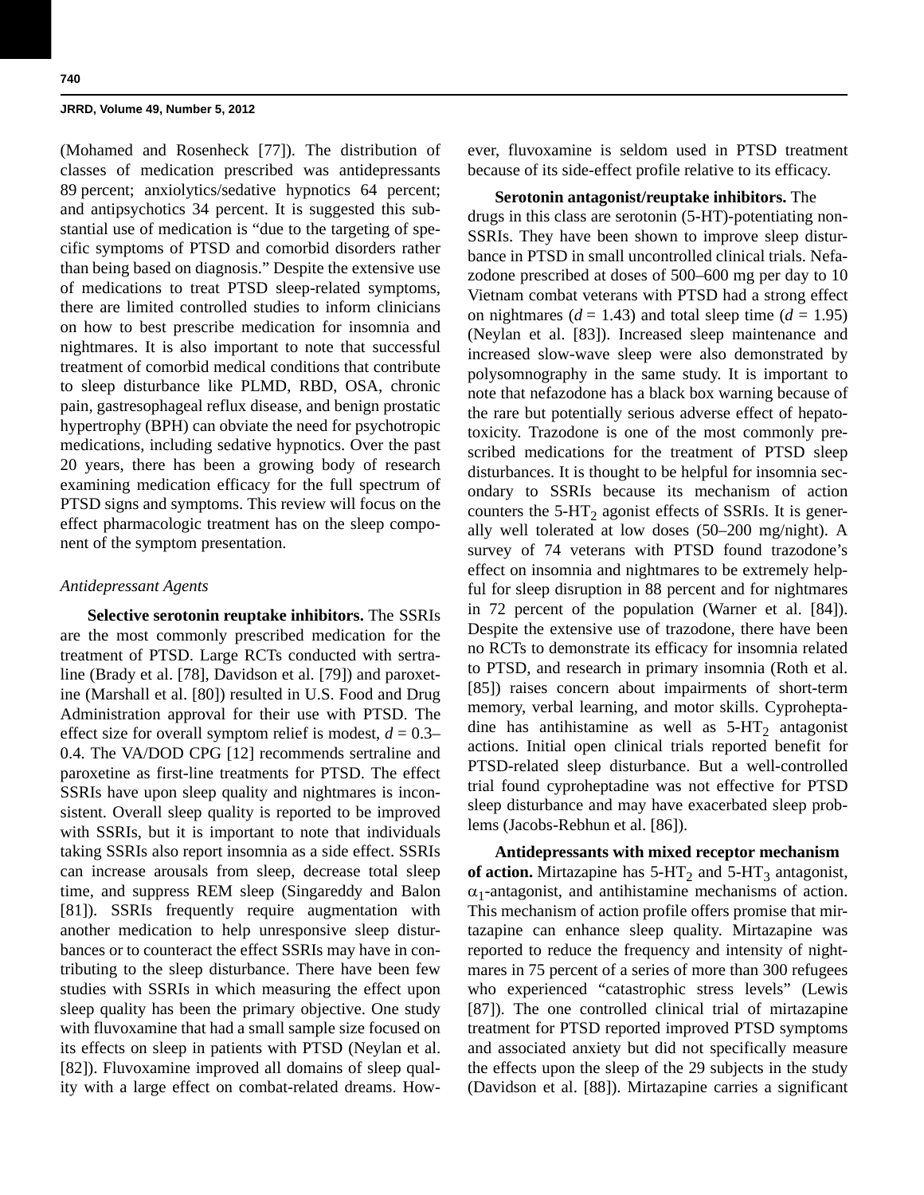(Mohamed and Rosenheck [77]). The distribution of classes of medication prescribed was antidepressants 89 percent; anxiolytics/sedative hypnotics 64 percent; and antipsychotics 34 percent. It is suggested this substantial use of medication is "due to the targeting of specific symptoms of PTSD and comorbid disorders rather than being based on diagnosis." Despite the extensive use of medications to treat PTSD sleep-related symptoms, there are limited controlled studies to inform clinicians on how to best prescribe medication for insomnia and nightmares. It is also important to note that successful treatment of comorbid medical conditions that contribute to sleep disturbance like PLMD, RBD, OSA, chronic pain, gastresophageal reflux disease, and benign prostatic hypertrophy (BPH) can obviate the need for psychotropic medications, including sedative hypnotics. Over the past 20 years, there has been a growing body of research examining medication efficacy for the full spectrum of PTSD signs and symptoms. This review will focus on the effect pharmacologic treatment has on the sleep component of the symptom presentation.

*Antidepressant Agents*

**Selective serotonin reuptake inhibitors.** The SSRIs are the most commonly prescribed medication for the treatment of PTSD. Large RCTs conducted with sertraline (Brady et al. [78], Davidson et al. [79]) and paroxetine (Marshall et al. [80]) resulted in U.S. Food and Drug Administration approval for their use with PTSD. The effect size for overall symptom relief is modest, $d$ = 0.3–0.4. The VA/DOD CPG [12] recommends sertraline and paroxetine as first-line treatments for PTSD. The effect SSRIs have upon sleep quality and nightmares is inconsistent. Overall sleep quality is reported to be improved with SSRIs, but it is important to note that individuals taking SSRIs also report insomnia as a side effect. SSRIs can increase arousals from sleep, decrease total sleep time, and suppress REM sleep (Singareddy and Balon [81]). SSRIs frequently require augmentation with another medication to help unresponsive sleep disturbances or to counteract the effect SSRIs may have in contributing to the sleep disturbance. There have been few studies with SSRIs in which measuring the effect upon sleep quality has been the primary objective. One study with fluvoxamine that had a small sample size focused on its effects on sleep in patients with PTSD (Neylan et al. [82]). Fluvoxamine improved all domains of sleep quality with a large effect on combat-related dreams. However, fluvoxamine is seldom used in PTSD treatment because of its side-effect profile relative to its efficacy.

**Serotonin antagonist/reuptake inhibitors.** The drugs in this class are serotonin (5-HT)-potentiating non-SSRIs. They have been shown to improve sleep disturbance in PTSD in small uncontrolled clinical trials. Nefazodone prescribed at doses of 500–600 mg per day to 10 Vietnam combat veterans with PTSD had a strong effect on nightmares ($d$ = 1.43) and total sleep time ($d$ = 1.95) (Neylan et al. [83]). Increased sleep maintenance and increased slow-wave sleep were also demonstrated by polysomnography in the same study. It is important to note that nefazodone has a black box warning because of the rare but potentially serious adverse effect of hepatotoxicity. Trazodone is one of the most commonly prescribed medications for the treatment of PTSD sleep disturbances. It is thought to be helpful for insomnia secondary to SSRIs because its mechanism of action counters the 5-$HT_2$ agonist effects of SSRIs. It is generally well tolerated at low doses (50–200 mg/night). A survey of 74 veterans with PTSD found trazodone's effect on insomnia and nightmares to be extremely helpful for sleep disruption in 88 percent and for nightmares in 72 percent of the population (Warner et al. [84]). Despite the extensive use of trazodone, there have been no RCTs to demonstrate its efficacy for insomnia related to PTSD, and research in primary insomnia (Roth et al. [85]) raises concern about impairments of short-term memory, verbal learning, and motor skills. Cyproheptadine has antihistamine as well as 5-$HT_2$ antagonist actions. Initial open clinical trials reported benefit for PTSD-related sleep disturbance. But a well-controlled trial found cyproheptadine was not effective for PTSD sleep disturbance and may have exacerbated sleep problems (Jacobs-Rebhun et al. [86]).

**Antidepressants with mixed receptor mechanism of action.** Mirtazapine has 5-$HT_2$ and 5-$HT_3$ antagonist, $\alpha_1$-antagonist, and antihistamine mechanisms of action. This mechanism of action profile offers promise that mirtazapine can enhance sleep quality. Mirtazapine was reported to reduce the frequency and intensity of nightmares in 75 percent of a series of more than 300 refugees who experienced "catastrophic stress levels" (Lewis [87]). The one controlled clinical trial of mirtazapine treatment for PTSD reported improved PTSD symptoms and associated anxiety but did not specifically measure the effects upon the sleep of the 29 subjects in the study (Davidson et al. [88]). Mirtazapine carries a significant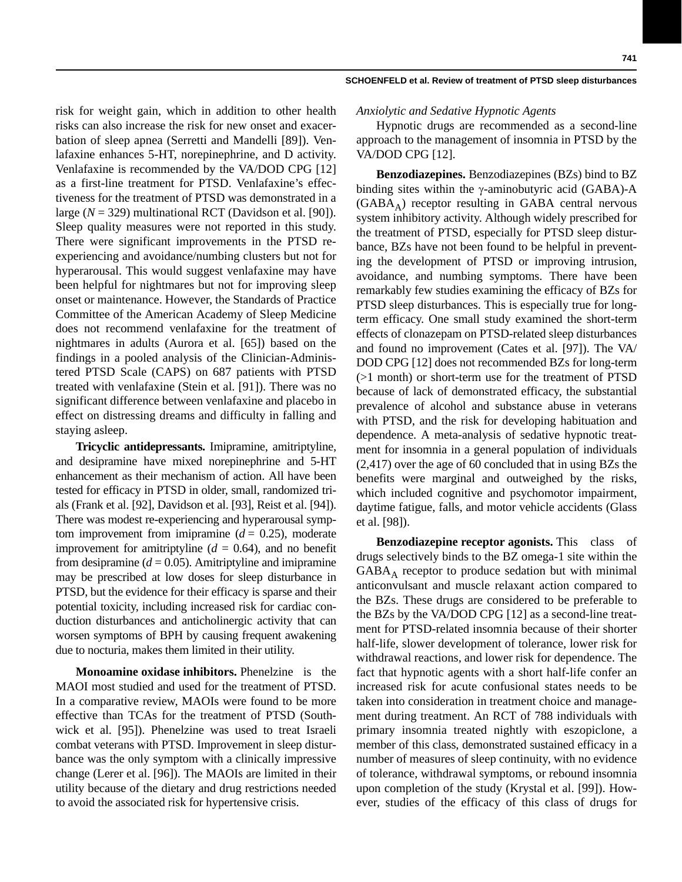risk for weight gain, which in addition to other health risks can also increase the risk for new onset and exacerbation of sleep apnea (Serretti and Mandelli [89]). Venlafaxine enhances 5-HT, norepinephrine, and D activity. Venlafaxine is recommended by the VA/DOD CPG [12] as a first-line treatment for PTSD. Venlafaxine's effectiveness for the treatment of PTSD was demonstrated in a large ($N$ = 329) multinational RCT (Davidson et al. [90]). Sleep quality measures were not reported in this study. There were significant improvements in the PTSD re-experiencing and avoidance/numbing clusters but not for hyperarousal. This would suggest venlafaxine may have been helpful for nightmares but not for improving sleep onset or maintenance. However, the Standards of Practice Committee of the American Academy of Sleep Medicine does not recommend venlafaxine for the treatment of nightmares in adults (Aurora et al. [65]) based on the findings in a pooled analysis of the Clinician-Administered PTSD Scale (CAPS) on 687 patients with PTSD treated with venlafaxine (Stein et al. [91]). There was no significant difference between venlafaxine and placebo in effect on distressing dreams and difficulty in falling and staying asleep.

**Tricyclic antidepressants.** Imipramine, amitriptyline, and desipramine have mixed norepinephrine and 5-HT enhancement as their mechanism of action. All have been tested for efficacy in PTSD in older, small, randomized trials (Frank et al. [92], Davidson et al. [93], Reist et al. [94]). There was modest re-experiencing and hyperarousal symptom improvement from imipramine ($d$ = 0.25), moderate improvement for amitriptyline ($d$ = 0.64), and no benefit from desipramine ($d$ = 0.05). Amitriptyline and imipramine may be prescribed at low doses for sleep disturbance in PTSD, but the evidence for their efficacy is sparse and their potential toxicity, including increased risk for cardiac conduction disturbances and anticholinergic activity that can worsen symptoms of BPH by causing frequent awakening due to nocturia, makes them limited in their utility.

**Monoamine oxidase inhibitors.** Phenelzine is the MAOI most studied and used for the treatment of PTSD. In a comparative review, MAOIs were found to be more effective than TCAs for the treatment of PTSD (Southwick et al. [95]). Phenelzine was used to treat Israeli combat veterans with PTSD. Improvement in sleep disturbance was the only symptom with a clinically impressive change (Lerer et al. [96]). The MAOIs are limited in their utility because of the dietary and drug restrictions needed to avoid the associated risk for hypertensive crisis.

*Anxiolytic and Sedative Hypnotic Agents*

Hypnotic drugs are recommended as a second-line approach to the management of insomnia in PTSD by the VA/DOD CPG [12].

**Benzodiazepines.** Benzodiazepines (BZs) bind to BZ binding sites within the γ-aminobutyric acid (GABA)-A ($GABA_A$) receptor resulting in GABA central nervous system inhibitory activity. Although widely prescribed for the treatment of PTSD, especially for PTSD sleep disturbance, BZs have not been found to be helpful in preventing the development of PTSD or improving intrusion, avoidance, and numbing symptoms. There have been remarkably few studies examining the efficacy of BZs for PTSD sleep disturbances. This is especially true for long-term efficacy. One small study examined the short-term effects of clonazepam on PTSD-related sleep disturbances and found no improvement (Cates et al. [97]). The VA/DOD CPG [12] does not recommended BZs for long-term (>1 month) or short-term use for the treatment of PTSD because of lack of demonstrated efficacy, the substantial prevalence of alcohol and substance abuse in veterans with PTSD, and the risk for developing habituation and dependence. A meta-analysis of sedative hypnotic treatment for insomnia in a general population of individuals (2,417) over the age of 60 concluded that in using BZs the benefits were marginal and outweighed by the risks, which included cognitive and psychomotor impairment, daytime fatigue, falls, and motor vehicle accidents (Glass et al. [98]).

**Benzodiazepine receptor agonists.** This class of drugs selectively binds to the BZ omega-1 site within the $GABA_A$ receptor to produce sedation but with minimal anticonvulsant and muscle relaxant action compared to the BZs. These drugs are considered to be preferable to the BZs by the VA/DOD CPG [12] as a second-line treatment for PTSD-related insomnia because of their shorter half-life, slower development of tolerance, lower risk for withdrawal reactions, and lower risk for dependence. The fact that hypnotic agents with a short half-life confer an increased risk for acute confusional states needs to be taken into consideration in treatment choice and management during treatment. An RCT of 788 individuals with primary insomnia treated nightly with eszopiclone, a member of this class, demonstrated sustained efficacy in a number of measures of sleep continuity, with no evidence of tolerance, withdrawal symptoms, or rebound insomnia upon completion of the study (Krystal et al. [99]). However, studies of the efficacy of this class of drugs for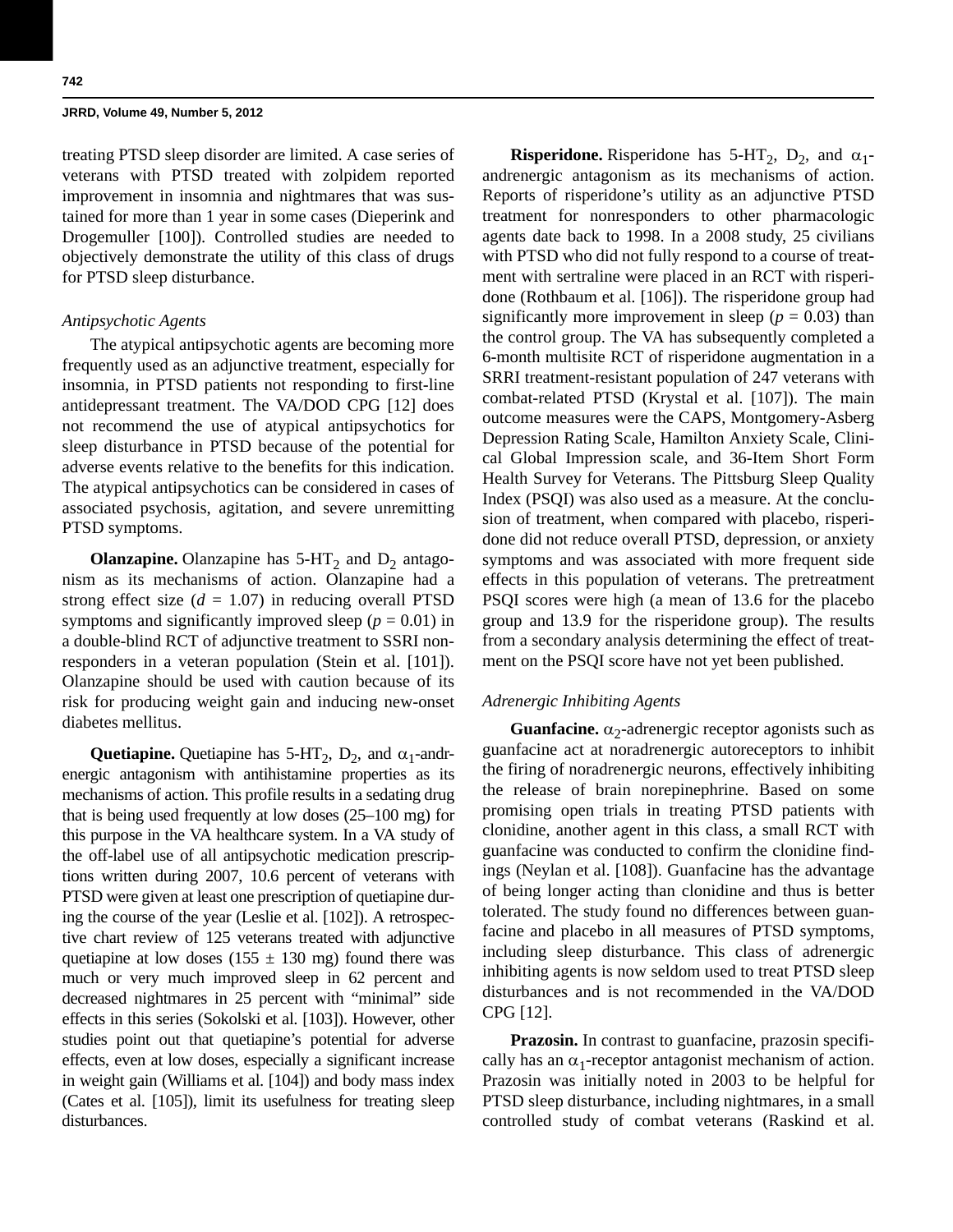treating PTSD sleep disorder are limited. A case series of veterans with PTSD treated with zolpidem reported improvement in insomnia and nightmares that was sustained for more than 1 year in some cases (Dieperink and Drogemuller [100]). Controlled studies are needed to objectively demonstrate the utility of this class of drugs for PTSD sleep disturbance.

### *Antipsychotic Agents*

The atypical antipsychotic agents are becoming more frequently used as an adjunctive treatment, especially for insomnia, in PTSD patients not responding to first-line antidepressant treatment. The VA/DOD CPG [12] does not recommend the use of atypical antipsychotics for sleep disturbance in PTSD because of the potential for adverse events relative to the benefits for this indication. The atypical antipsychotics can be considered in cases of associated psychosis, agitation, and severe unremitting PTSD symptoms.

**Olanzapine.** Olanzapine has 5-$HT_2$ and $D_2$ antagonism as its mechanisms of action. Olanzapine had a strong effect size ($d$ = 1.07) in reducing overall PTSD symptoms and significantly improved sleep ($p$ = 0.01) in a double-blind RCT of adjunctive treatment to SSRI non-responders in a veteran population (Stein et al. [101]). Olanzapine should be used with caution because of its risk for producing weight gain and inducing new-onset diabetes mellitus.

**Quetiapine.** Quetiapine has 5-$HT_2$, $D_2$, and $\alpha_1$-andrenergic antagonism with antihistamine properties as its mechanisms of action. This profile results in a sedating drug that is being used frequently at low doses (25–100 mg) for this purpose in the VA healthcare system. In a VA study of the off-label use of all antipsychotic medication prescriptions written during 2007, 10.6 percent of veterans with PTSD were given at least one prescription of quetiapine during the course of the year (Leslie et al. [102]). A retrospective chart review of 125 veterans treated with adjunctive quetiapine at low doses (155 ± 130 mg) found there was much or very much improved sleep in 62 percent and decreased nightmares in 25 percent with "minimal" side effects in this series (Sokolski et al. [103]). However, other studies point out that quetiapine's potential for adverse effects, even at low doses, especially a significant increase in weight gain (Williams et al. [104]) and body mass index (Cates et al. [105]), limit its usefulness for treating sleep disturbances.

**Risperidone.** Risperidone has 5-$HT_2$, $D_2$, and $\alpha_1$-andrenergic antagonism as its mechanisms of action. Reports of risperidone's utility as an adjunctive PTSD treatment for nonresponders to other pharmacologic agents date back to 1998. In a 2008 study, 25 civilians with PTSD who did not fully respond to a course of treatment with sertraline were placed in an RCT with risperidone (Rothbaum et al. [106]). The risperidone group had significantly more improvement in sleep ($p$ = 0.03) than the control group. The VA has subsequently completed a 6-month multisite RCT of risperidone augmentation in a SRRI treatment-resistant population of 247 veterans with combat-related PTSD (Krystal et al. [107]). The main outcome measures were the CAPS, Montgomery-Asberg Depression Rating Scale, Hamilton Anxiety Scale, Clinical Global Impression scale, and 36-Item Short Form Health Survey for Veterans. The Pittsburg Sleep Quality Index (PSQI) was also used as a measure. At the conclusion of treatment, when compared with placebo, risperidone did not reduce overall PTSD, depression, or anxiety symptoms and was associated with more frequent side effects in this population of veterans. The pretreatment PSQI scores were high (a mean of 13.6 for the placebo group and 13.9 for the risperidone group). The results from a secondary analysis determining the effect of treatment on the PSQI score have not yet been published.

### *Adrenergic Inhibiting Agents*

**Guanfacine.** $\alpha_2$-adrenergic receptor agonists such as guanfacine act at noradrenergic autoreceptors to inhibit the firing of noradrenergic neurons, effectively inhibiting the release of brain norepinephrine. Based on some promising open trials in treating PTSD patients with clonidine, another agent in this class, a small RCT with guanfacine was conducted to confirm the clonidine findings (Neylan et al. [108]). Guanfacine has the advantage of being longer acting than clonidine and thus is better tolerated. The study found no differences between guanfacine and placebo in all measures of PTSD symptoms, including sleep disturbance. This class of adrenergic inhibiting agents is now seldom used to treat PTSD sleep disturbances and is not recommended in the VA/DOD CPG [12].

**Prazosin.** In contrast to guanfacine, prazosin specifically has an $\alpha_1$-receptor antagonist mechanism of action. Prazosin was initially noted in 2003 to be helpful for PTSD sleep disturbance, including nightmares, in a small controlled study of combat veterans (Raskind et al.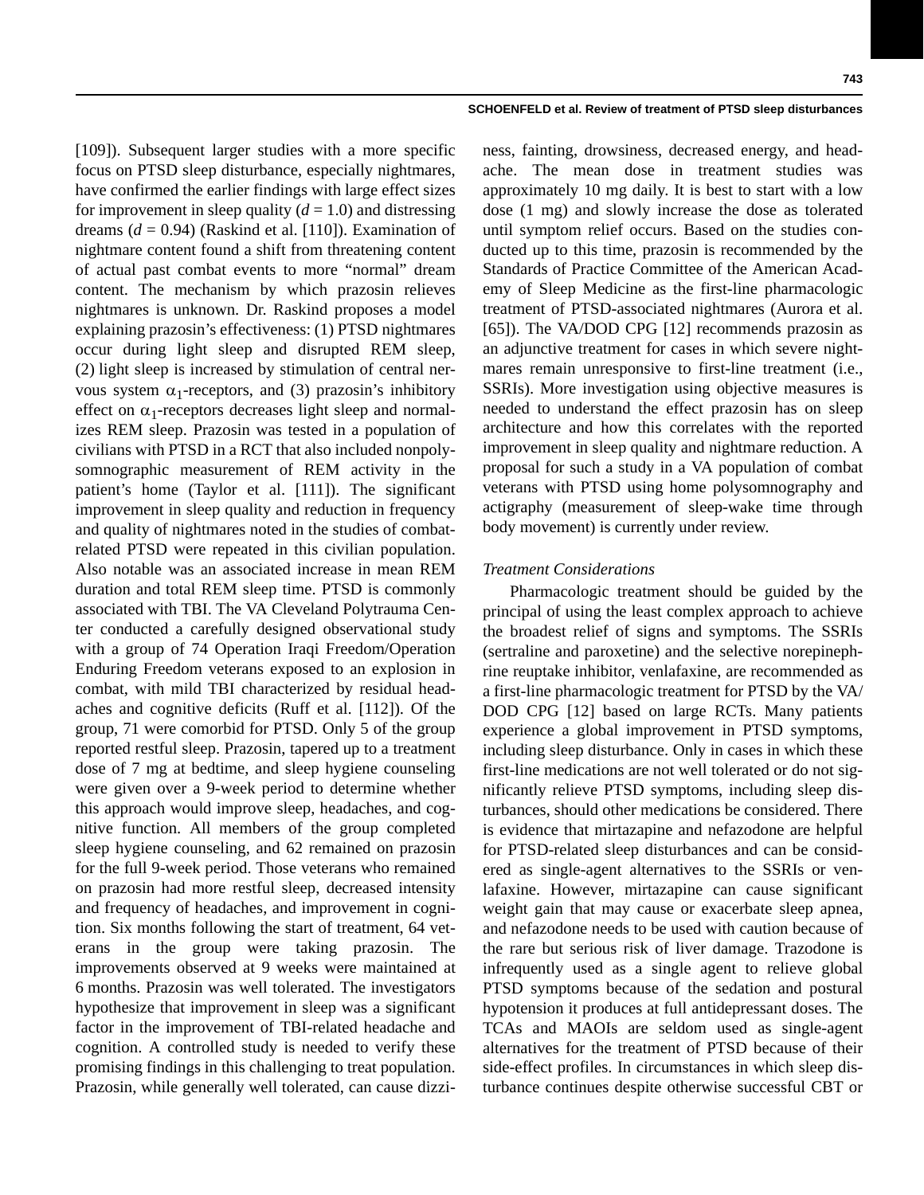[109]). Subsequent larger studies with a more specific focus on PTSD sleep disturbance, especially nightmares, have confirmed the earlier findings with large effect sizes for improvement in sleep quality ($d = 1.0$) and distressing dreams ($d = 0.94$) (Raskind et al. [110]). Examination of nightmare content found a shift from threatening content of actual past combat events to more "normal" dream content. The mechanism by which prazosin relieves nightmares is unknown. Dr. Raskind proposes a model explaining prazosin's effectiveness: (1) PTSD nightmares occur during light sleep and disrupted REM sleep, (2) light sleep is increased by stimulation of central nervous system $\alpha_1$-receptors, and (3) prazosin's inhibitory effect on $\alpha_1$-receptors decreases light sleep and normalizes REM sleep. Prazosin was tested in a population of civilians with PTSD in a RCT that also included nonpolysomnographic measurement of REM activity in the patient's home (Taylor et al. [111]). The significant improvement in sleep quality and reduction in frequency and quality of nightmares noted in the studies of combat-related PTSD were repeated in this civilian population. Also notable was an associated increase in mean REM duration and total REM sleep time. PTSD is commonly associated with TBI. The VA Cleveland Polytrauma Center conducted a carefully designed observational study with a group of 74 Operation Iraqi Freedom/Operation Enduring Freedom veterans exposed to an explosion in combat, with mild TBI characterized by residual headaches and cognitive deficits (Ruff et al. [112]). Of the group, 71 were comorbid for PTSD. Only 5 of the group reported restful sleep. Prazosin, tapered up to a treatment dose of 7 mg at bedtime, and sleep hygiene counseling were given over a 9-week period to determine whether this approach would improve sleep, headaches, and cognitive function. All members of the group completed sleep hygiene counseling, and 62 remained on prazosin for the full 9-week period. Those veterans who remained on prazosin had more restful sleep, decreased intensity and frequency of headaches, and improvement in cognition. Six months following the start of treatment, 64 veterans in the group were taking prazosin. The improvements observed at 9 weeks were maintained at 6 months. Prazosin was well tolerated. The investigators hypothesize that improvement in sleep was a significant factor in the improvement of TBI-related headache and cognition. A controlled study is needed to verify these promising findings in this challenging to treat population. Prazosin, while generally well tolerated, can cause dizziness, fainting, drowsiness, decreased energy, and headache. The mean dose in treatment studies was approximately 10 mg daily. It is best to start with a low dose (1 mg) and slowly increase the dose as tolerated until symptom relief occurs. Based on the studies conducted up to this time, prazosin is recommended by the Standards of Practice Committee of the American Academy of Sleep Medicine as the first-line pharmacologic treatment of PTSD-associated nightmares (Aurora et al. [65]). The VA/DOD CPG [12] recommends prazosin as an adjunctive treatment for cases in which severe nightmares remain unresponsive to first-line treatment (i.e., SSRIs). More investigation using objective measures is needed to understand the effect prazosin has on sleep architecture and how this correlates with the reported improvement in sleep quality and nightmare reduction. A proposal for such a study in a VA population of combat veterans with PTSD using home polysomnography and actigraphy (measurement of sleep-wake time through body movement) is currently under review.

*Treatment Considerations*

Pharmacologic treatment should be guided by the principal of using the least complex approach to achieve the broadest relief of signs and symptoms. The SSRIs (sertraline and paroxetine) and the selective norepinephrine reuptake inhibitor, venlafaxine, are recommended as a first-line pharmacologic treatment for PTSD by the VA/DOD CPG [12] based on large RCTs. Many patients experience a global improvement in PTSD symptoms, including sleep disturbance. Only in cases in which these first-line medications are not well tolerated or do not significantly relieve PTSD symptoms, including sleep disturbances, should other medications be considered. There is evidence that mirtazapine and nefazodone are helpful for PTSD-related sleep disturbances and can be considered as single-agent alternatives to the SSRIs or venlafaxine. However, mirtazapine can cause significant weight gain that may cause or exacerbate sleep apnea, and nefazodone needs to be used with caution because of the rare but serious risk of liver damage. Trazodone is infrequently used as a single agent to relieve global PTSD symptoms because of the sedation and postural hypotension it produces at full antidepressant doses. The TCAs and MAOIs are seldom used as single-agent alternatives for the treatment of PTSD because of their side-effect profiles. In circumstances in which sleep disturbance continues despite otherwise successful CBT or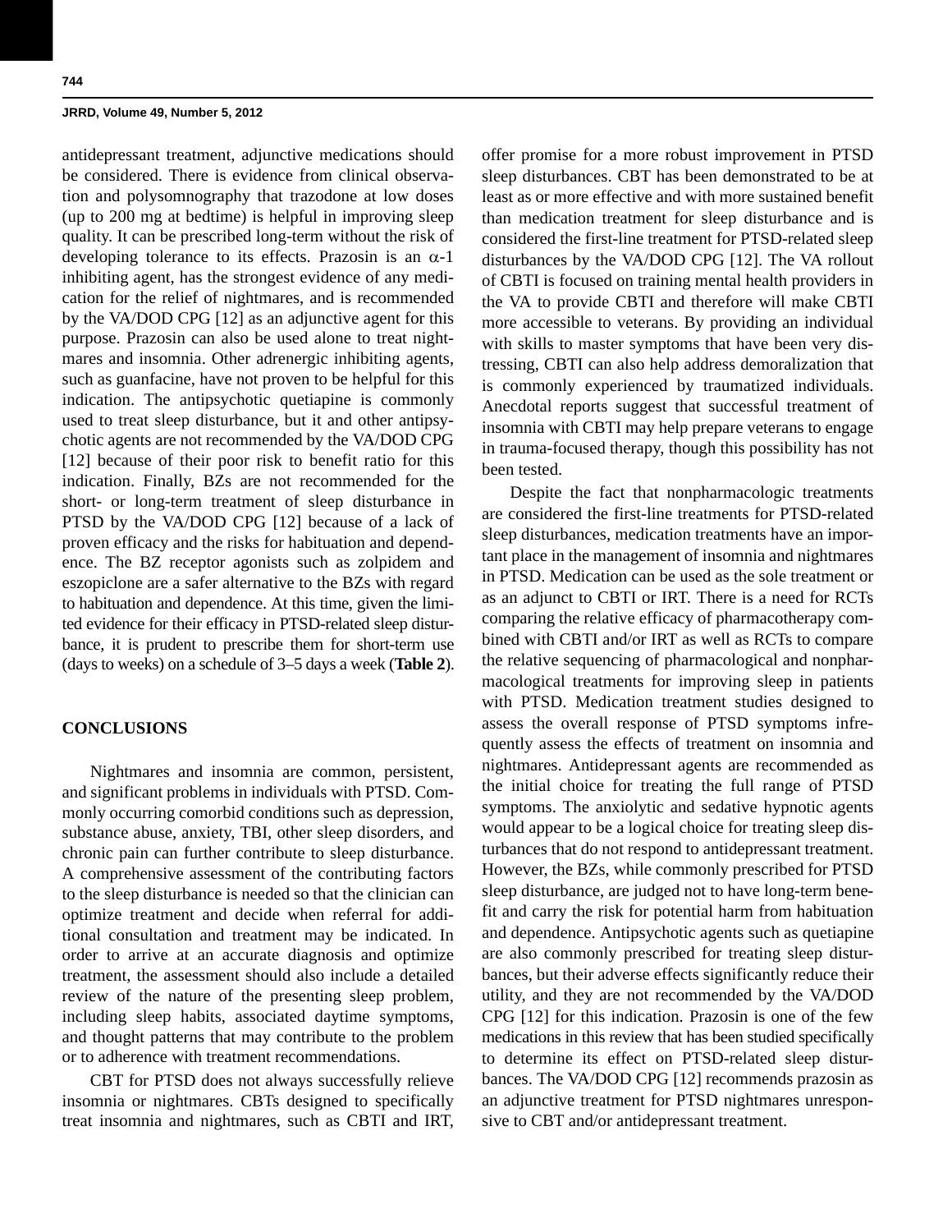antidepressant treatment, adjunctive medications should be considered. There is evidence from clinical observation and polysomnography that trazodone at low doses (up to 200 mg at bedtime) is helpful in improving sleep quality. It can be prescribed long-term without the risk of developing tolerance to its effects. Prazosin is an α-1 inhibiting agent, has the strongest evidence of any medication for the relief of nightmares, and is recommended by the VA/DOD CPG [12] as an adjunctive agent for this purpose. Prazosin can also be used alone to treat nightmares and insomnia. Other adrenergic inhibiting agents, such as guanfacine, have not proven to be helpful for this indication. The antipsychotic quetiapine is commonly used to treat sleep disturbance, but it and other antipsychotic agents are not recommended by the VA/DOD CPG [12] because of their poor risk to benefit ratio for this indication. Finally, BZs are not recommended for the short- or long-term treatment of sleep disturbance in PTSD by the VA/DOD CPG [12] because of a lack of proven efficacy and the risks for habituation and dependence. The BZ receptor agonists such as zolpidem and eszopiclone are a safer alternative to the BZs with regard to habituation and dependence. At this time, given the limited evidence for their efficacy in PTSD-related sleep disturbance, it is prudent to prescribe them for short-term use (days to weeks) on a schedule of 3–5 days a week (**Table 2**).

## CONCLUSIONS

Nightmares and insomnia are common, persistent, and significant problems in individuals with PTSD. Commonly occurring comorbid conditions such as depression, substance abuse, anxiety, TBI, other sleep disorders, and chronic pain can further contribute to sleep disturbance. A comprehensive assessment of the contributing factors to the sleep disturbance is needed so that the clinician can optimize treatment and decide when referral for additional consultation and treatment may be indicated. In order to arrive at an accurate diagnosis and optimize treatment, the assessment should also include a detailed review of the nature of the presenting sleep problem, including sleep habits, associated daytime symptoms, and thought patterns that may contribute to the problem or to adherence with treatment recommendations.

CBT for PTSD does not always successfully relieve insomnia or nightmares. CBTs designed to specifically treat insomnia and nightmares, such as CBTI and IRT, offer promise for a more robust improvement in PTSD sleep disturbances. CBT has been demonstrated to be at least as or more effective and with more sustained benefit than medication treatment for sleep disturbance and is considered the first-line treatment for PTSD-related sleep disturbances by the VA/DOD CPG [12]. The VA rollout of CBTI is focused on training mental health providers in the VA to provide CBTI and therefore will make CBTI more accessible to veterans. By providing an individual with skills to master symptoms that have been very distressing, CBTI can also help address demoralization that is commonly experienced by traumatized individuals. Anecdotal reports suggest that successful treatment of insomnia with CBTI may help prepare veterans to engage in trauma-focused therapy, though this possibility has not been tested.

Despite the fact that nonpharmacologic treatments are considered the first-line treatments for PTSD-related sleep disturbances, medication treatments have an important place in the management of insomnia and nightmares in PTSD. Medication can be used as the sole treatment or as an adjunct to CBTI or IRT. There is a need for RCTs comparing the relative efficacy of pharmacotherapy combined with CBTI and/or IRT as well as RCTs to compare the relative sequencing of pharmacological and nonpharmacological treatments for improving sleep in patients with PTSD. Medication treatment studies designed to assess the overall response of PTSD symptoms infrequently assess the effects of treatment on insomnia and nightmares. Antidepressant agents are recommended as the initial choice for treating the full range of PTSD symptoms. The anxiolytic and sedative hypnotic agents would appear to be a logical choice for treating sleep disturbances that do not respond to antidepressant treatment. However, the BZs, while commonly prescribed for PTSD sleep disturbance, are judged not to have long-term benefit and carry the risk for potential harm from habituation and dependence. Antipsychotic agents such as quetiapine are also commonly prescribed for treating sleep disturbances, but their adverse effects significantly reduce their utility, and they are not recommended by the VA/DOD CPG [12] for this indication. Prazosin is one of the few medications in this review that has been studied specifically to determine its effect on PTSD-related sleep disturbances. The VA/DOD CPG [12] recommends prazosin as an adjunctive treatment for PTSD nightmares unresponsive to CBT and/or antidepressant treatment.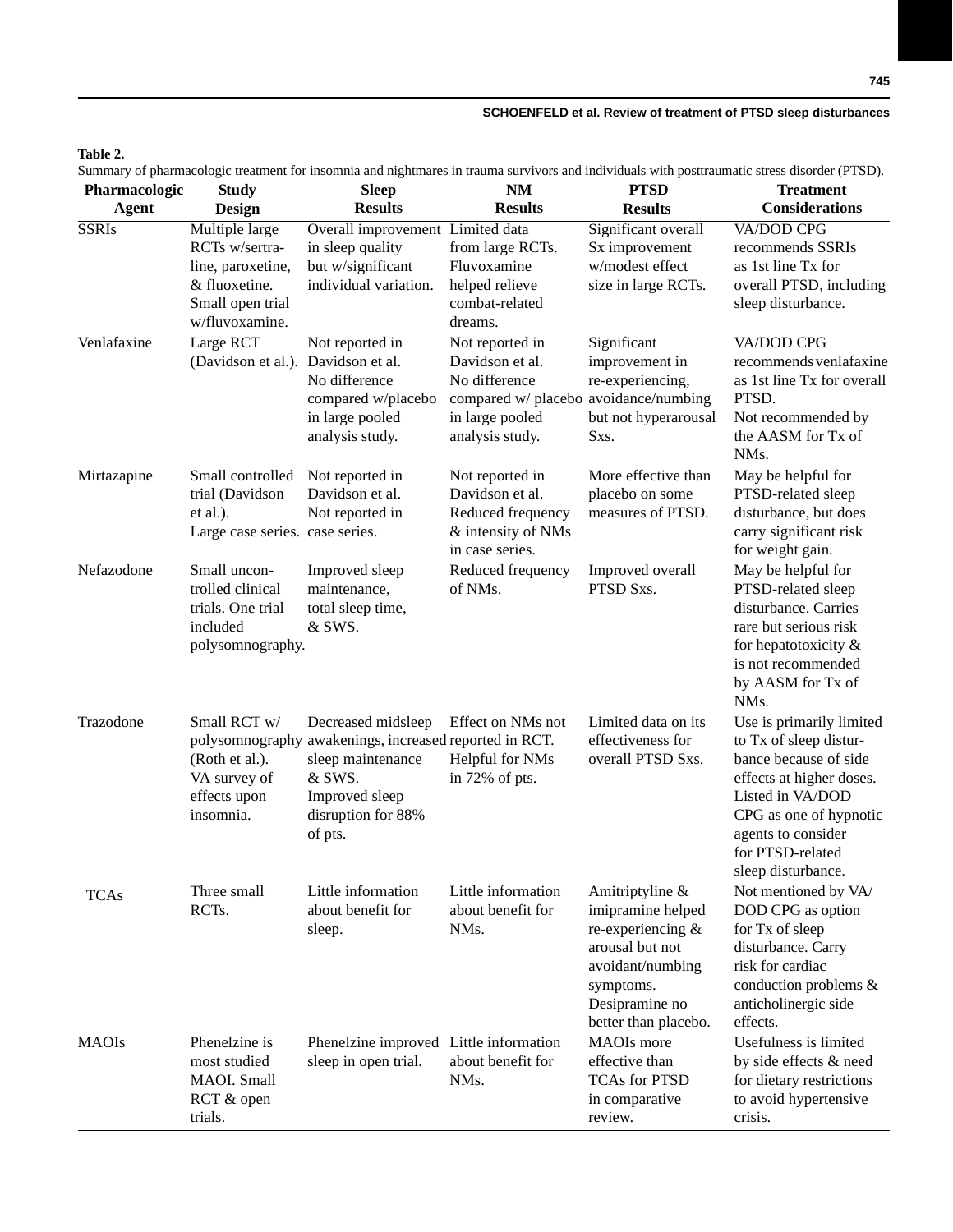**Table 2.**
Summary of pharmacologic treatment for insomnia and nightmares in trauma survivors and individuals with posttraumatic stress disorder (PTSD).

| Pharmacologic Agent | Study Design | Sleep Results | NM Results | PTSD Results | Treatment Considerations |
|---|---|---|---|---|---|
| SSRIs | Multiple large RCTs w/sertraline, paroxetine, & fluoxetine. Small open trial w/fluvoxamine. | Overall improvement in sleep quality but w/significant individual variation. | Limited data from large RCTs. Fluvoxamine helped relieve combat-related dreams. | Significant overall Sx improvement w/modest effect size in large RCTs. | VA/DOD CPG recommends SSRIs as 1st line Tx for overall PTSD, including sleep disturbance. |
| Venlafaxine | Large RCT (Davidson et al.). | Not reported in Davidson et al. No difference compared w/placebo in large pooled analysis study. | Not reported in Davidson et al. No difference compared w/ placebo in large pooled analysis study. | Significant improvement in re-experiencing, avoidance/numbing but not hyperarousal Sxs. | VA/DOD CPG recommends venlafaxine as 1st line Tx for overall PTSD. Not recommended by the AASM for Tx of NMs. |
| Mirtazapine | Small controlled trial (Davidson et al.). Large case series. | Not reported in Davidson et al. Not reported in case series. | Not reported in Davidson et al. Reduced frequency & intensity of NMs in case series. | More effective than placebo on some measures of PTSD. | May be helpful for PTSD-related sleep disturbance, but does carry significant risk for weight gain. |
| Nefazodone | Small uncontrolled clinical trials. One trial included polysomnography. | Improved sleep maintenance, total sleep time, & SWS. | Reduced frequency of NMs. | Improved overall PTSD Sxs. | May be helpful for PTSD-related sleep disturbance. Carries rare but serious risk for hepatotoxicity & is not recommended by AASM for Tx of NMs. |
| Trazodone | Small RCT w/ polysomnography (Roth et al.). VA survey of effects upon insomnia. | Decreased midsleep awakenings, increased sleep maintenance & SWS. Improved sleep disruption for 88% of pts. | Effect on NMs not reported in RCT. Helpful for NMs in 72% of pts. | Limited data on its effectiveness for overall PTSD Sxs. | Use is primarily limited to Tx of sleep disturbance because of side effects at higher doses. Listed in VA/DOD CPG as one of hypnotic agents to consider for PTSD-related sleep disturbance. |
| TCAs | Three small RCTs. | Little information about benefit for sleep. | Little information about benefit for NMs. | Amitriptyline & imipramine helped re-experiencing & arousal but not avoidant/numbing symptoms. Desipramine no better than placebo. | Not mentioned by VA/DOD CPG as option for Tx of sleep disturbance. Carry risk for cardiac conduction problems & anticholinergic side effects. |
| MAOIs | Phenelzine is most studied MAOI. Small RCT & open trials. | Phenelzine improved sleep in open trial. | Little information about benefit for NMs. | MAOIs more effective than TCAs for PTSD in comparative review. | Usefulness is limited by side effects & need for dietary restrictions to avoid hypertensive crisis. |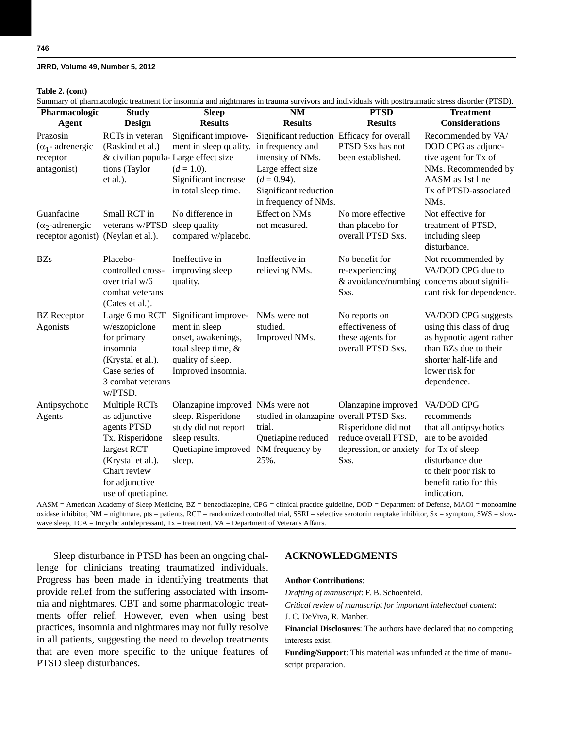**Table 2. (cont)**

Summary of pharmacologic treatment for insomnia and nightmares in trauma survivors and individuals with posttraumatic stress disorder (PTSD).

| Pharmacologic Agent | Study Design | Sleep Results | NM Results | PTSD Results | Treatment Considerations |
|---|---|---|---|---|---|
| Prazosin ($\alpha_1$- adrenergic receptor antagonist) | RCTs in veteran (Raskind et al.) & civilian populations (Taylor et al.). | Significant improvement in sleep quality. Large effect size ($d$ = 1.0). Significant increase in total sleep time. | Significant reduction in frequency and intensity of NMs. Large effect size ($d$ = 0.94). Significant reduction in frequency of NMs. | Efficacy for overall PTSD Sxs has not been established. | Recommended by VA/DOD CPG as adjunctive agent for Tx of NMs. Recommended by AASM as 1st line Tx of PTSD-associated NMs. |
| Guanfacine ($\alpha_2$-adrenergic receptor agonist) | Small RCT in veterans w/PTSD (Neylan et al.). | No difference in sleep quality compared w/placebo. | Effect on NMs not measured. | No more effective than placebo for overall PTSD Sxs. | Not effective for treatment of PTSD, including sleep disturbance. |
| BZs | Placebo-controlled crossover trial w/6 combat veterans (Cates et al.). | Ineffective in improving sleep quality. | Ineffective in relieving NMs. | No benefit for re-experiencing & avoidance/numbing Sxs. | Not recommended by VA/DOD CPG due to concerns about significant risk for dependence. |
| BZ Receptor Agonists | Large 6 mo RCT w/eszopiclone for primary insomnia (Krystal et al.). Case series of 3 combat veterans w/PTSD. | Significant improvement in sleep onset, awakenings, total sleep time, & quality of sleep. Improved insomnia. | NMs were not studied. Improved NMs. | No reports on effectiveness of these agents for overall PTSD Sxs. | VA/DOD CPG suggests using this class of drug as hypnotic agent rather than BZs due to their shorter half-life and lower risk for dependence. |
| Antipsychotic Agents | Multiple RCTs as adjunctive agents PTSD Tx. Risperidone largest RCT (Krystal et al.). Chart review for adjunctive use of quetiapine. | Olanzapine improved sleep. Risperidone study did not report sleep results. Quetiapine improved sleep. | NMs were not studied in olanzapine trial. Quetiapine reduced NM frequency by 25%. | Olanzapine improved overall PTSD Sxs. Risperidone did not reduce overall PTSD, depression, or anxiety Sxs. | VA/DOD CPG recommends that all antipsychotics are to be avoided for Tx of sleep disturbance due to their poor risk to benefit ratio for this indication. |

AASM = American Academy of Sleep Medicine, BZ = benzodiazepine, CPG = clinical practice guideline, DOD = Department of Defense, MAOI = monoamine oxidase inhibitor, NM = nightmare, pts = patients, RCT = randomized controlled trial, SSRI = selective serotonin reuptake inhibitor, Sx = symptom, SWS = slow-wave sleep, TCA = tricyclic antidepressant, Tx = treatment, VA = Department of Veterans Affairs.

Sleep disturbance in PTSD has been an ongoing challenge for clinicians treating traumatized individuals. Progress has been made in identifying treatments that provide relief from the suffering associated with insomnia and nightmares. CBT and some pharmacologic treatments offer relief. However, even when using best practices, insomnia and nightmares may not fully resolve in all patients, suggesting the need to develop treatments that are even more specific to the unique features of PTSD sleep disturbances.

## ACKNOWLEDGMENTS

**Author Contributions**:

*Drafting of manuscript*: F. B. Schoenfeld.

*Critical review of manuscript for important intellectual content*: J. C. DeViva, R. Manber.

**Financial Disclosures**: The authors have declared that no competing interests exist.

**Funding/Support**: This material was unfunded at the time of manuscript preparation.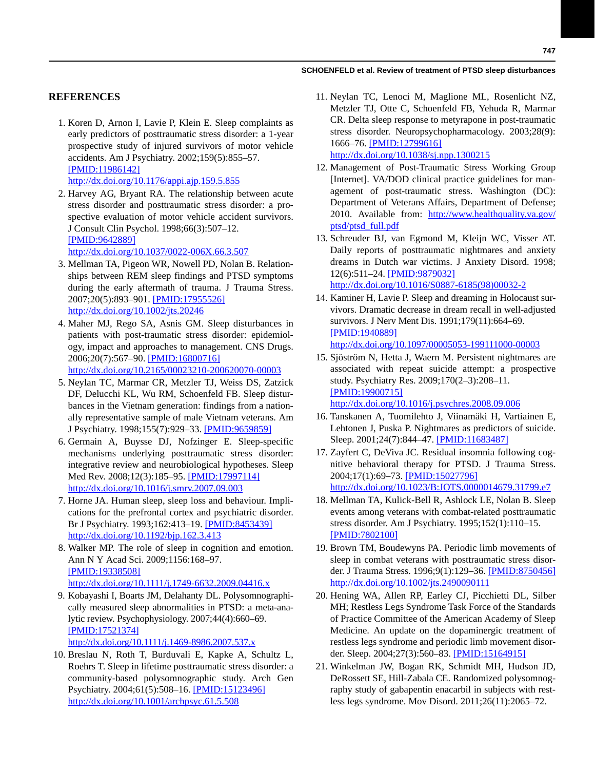## REFERENCES

1. Koren D, Arnon I, Lavie P, Klein E. Sleep complaints as early predictors of posttraumatic stress disorder: a 1-year prospective study of injured survivors of motor vehicle accidents. Am J Psychiatry. 2002;159(5):855–57. [PMID:11986142] http://dx.doi.org/10.1176/appi.ajp.159.5.855
2. Harvey AG, Bryant RA. The relationship between acute stress disorder and posttraumatic stress disorder: a prospective evaluation of motor vehicle accident survivors. J Consult Clin Psychol. 1998;66(3):507–12. [PMID:9642889] http://dx.doi.org/10.1037/0022-006X.66.3.507
3. Mellman TA, Pigeon WR, Nowell PD, Nolan B. Relationships between REM sleep findings and PTSD symptoms during the early aftermath of trauma. J Trauma Stress. 2007;20(5):893–901. [PMID:17955526] http://dx.doi.org/10.1002/jts.20246
4. Maher MJ, Rego SA, Asnis GM. Sleep disturbances in patients with post-traumatic stress disorder: epidemiology, impact and approaches to management. CNS Drugs. 2006;20(7):567–90. [PMID:16800716] http://dx.doi.org/10.2165/00023210-200620070-00003
5. Neylan TC, Marmar CR, Metzler TJ, Weiss DS, Zatzick DF, Delucchi KL, Wu RM, Schoenfeld FB. Sleep disturbances in the Vietnam generation: findings from a nationally representative sample of male Vietnam veterans. Am J Psychiatry. 1998;155(7):929–33. [PMID:9659859]
6. Germain A, Buysse DJ, Nofzinger E. Sleep-specific mechanisms underlying posttraumatic stress disorder: integrative review and neurobiological hypotheses. Sleep Med Rev. 2008;12(3):185–95. [PMID:17997114] http://dx.doi.org/10.1016/j.smrv.2007.09.003
7. Horne JA. Human sleep, sleep loss and behaviour. Implications for the prefrontal cortex and psychiatric disorder. Br J Psychiatry. 1993;162:413–19. [PMID:8453439] http://dx.doi.org/10.1192/bjp.162.3.413
8. Walker MP. The role of sleep in cognition and emotion. Ann N Y Acad Sci. 2009;1156:168–97. [PMID:19338508] http://dx.doi.org/10.1111/j.1749-6632.2009.04416.x
9. Kobayashi I, Boarts JM, Delahanty DL. Polysomnographically measured sleep abnormalities in PTSD: a meta-analytic review. Psychophysiology. 2007;44(4):660–69. [PMID:17521374] http://dx.doi.org/10.1111/j.1469-8986.2007.537.x
10. Breslau N, Roth T, Burduvali E, Kapke A, Schultz L, Roehrs T. Sleep in lifetime posttraumatic stress disorder: a community-based polysomnographic study. Arch Gen Psychiatry. 2004;61(5):508–16. [PMID:15123496] http://dx.doi.org/10.1001/archpsyc.61.5.508
11. Neylan TC, Lenoci M, Maglione ML, Rosenlicht NZ, Metzler TJ, Otte C, Schoenfeld FB, Yehuda R, Marmar CR. Delta sleep response to metyrapone in post-traumatic stress disorder. Neuropsychopharmacology. 2003;28(9): 1666–76. [PMID:12799616] http://dx.doi.org/10.1038/sj.npp.1300215
12. Management of Post-Traumatic Stress Working Group [Internet]. VA/DOD clinical practice guidelines for management of post-traumatic stress. Washington (DC): Department of Veterans Affairs, Department of Defense; 2010. Available from: http://www.healthquality.va.gov/ptsd/ptsd_full.pdf
13. Schreuder BJ, van Egmond M, Kleijn WC, Visser AT. Daily reports of posttraumatic nightmares and anxiety dreams in Dutch war victims. J Anxiety Disord. 1998; 12(6):511–24. [PMID:9879032] http://dx.doi.org/10.1016/S0887-6185(98)00032-2
14. Kaminer H, Lavie P. Sleep and dreaming in Holocaust survivors. Dramatic decrease in dream recall in well-adjusted survivors. J Nerv Ment Dis. 1991;179(11):664–69. [PMID:1940889] http://dx.doi.org/10.1097/00005053-199111000-00003
15. Sjöström N, Hetta J, Waern M. Persistent nightmares are associated with repeat suicide attempt: a prospective study. Psychiatry Res. 2009;170(2–3):208–11. [PMID:19900715] http://dx.doi.org/10.1016/j.psychres.2008.09.006
16. Tanskanen A, Tuomilehto J, Viinamäki H, Vartiainen E, Lehtonen J, Puska P. Nightmares as predictors of suicide. Sleep. 2001;24(7):844–47. [PMID:11683487]
17. Zayfert C, DeViva JC. Residual insomnia following cognitive behavioral therapy for PTSD. J Trauma Stress. 2004;17(1):69–73. [PMID:15027796] http://dx.doi.org/10.1023/B:JOTS.0000014679.31799.e7
18. Mellman TA, Kulick-Bell R, Ashlock LE, Nolan B. Sleep events among veterans with combat-related posttraumatic stress disorder. Am J Psychiatry. 1995;152(1):110–15. [PMID:7802100]
19. Brown TM, Boudewyns PA. Periodic limb movements of sleep in combat veterans with posttraumatic stress disorder. J Trauma Stress. 1996;9(1):129–36. [PMID:8750456] http://dx.doi.org/10.1002/jts.2490090111
20. Hening WA, Allen RP, Earley CJ, Picchietti DL, Silber MH; Restless Legs Syndrome Task Force of the Standards of Practice Committee of the American Academy of Sleep Medicine. An update on the dopaminergic treatment of restless legs syndrome and periodic limb movement disorder. Sleep. 2004;27(3):560–83. [PMID:15164915]
21. Winkelman JW, Bogan RK, Schmidt MH, Hudson JD, DeRossett SE, Hill-Zabala CE. Randomized polysomnography study of gabapentin enacarbil in subjects with restless legs syndrome. Mov Disord. 2011;26(11):2065–72.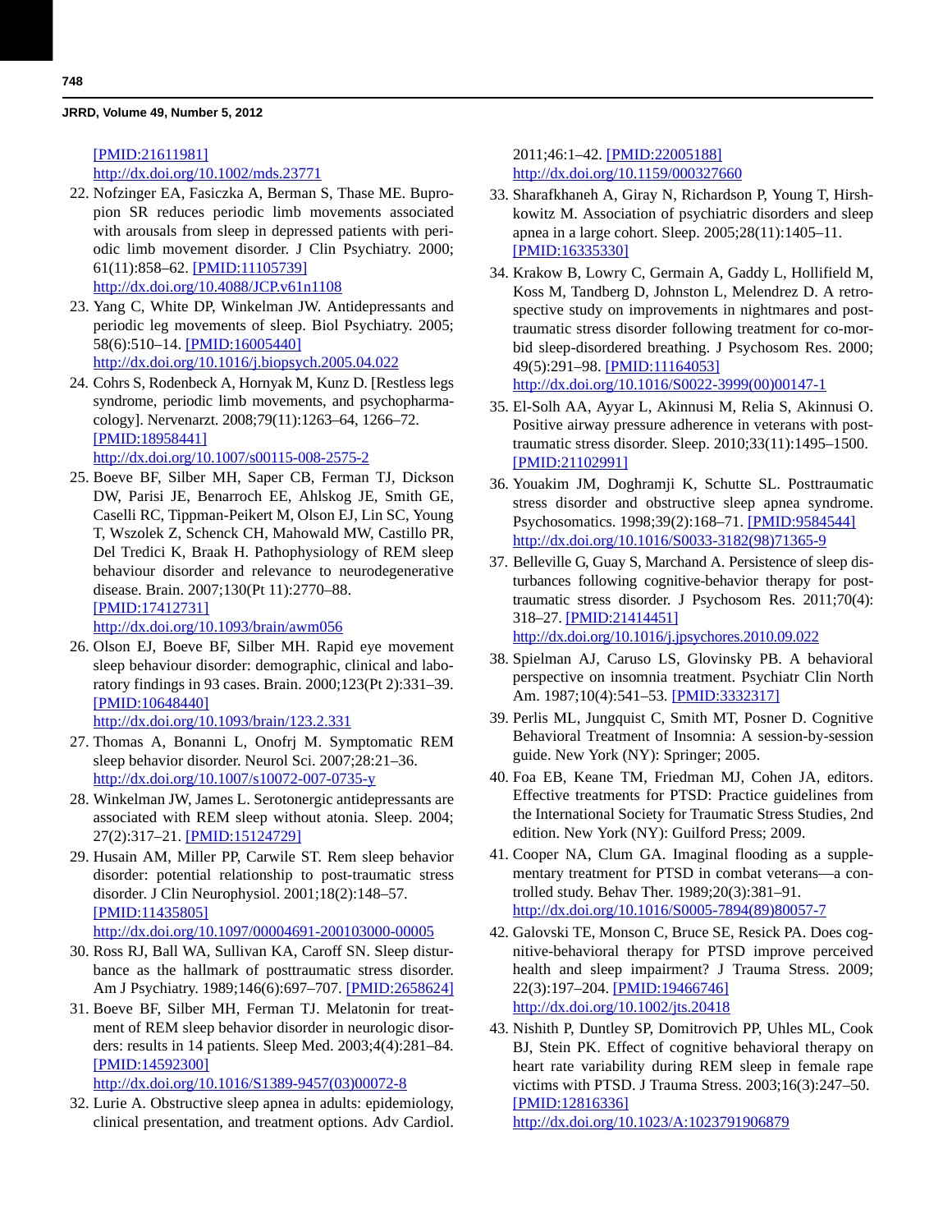[PMID:21611981]
http://dx.doi.org/10.1002/mds.23771

22. Nofzinger EA, Fasiczka A, Berman S, Thase ME. Bupropion SR reduces periodic limb movements associated with arousals from sleep in depressed patients with periodic limb movement disorder. J Clin Psychiatry. 2000; 61(11):858–62. [PMID:11105739]
http://dx.doi.org/10.4088/JCP.v61n1108
23. Yang C, White DP, Winkelman JW. Antidepressants and periodic leg movements of sleep. Biol Psychiatry. 2005; 58(6):510–14. [PMID:16005440]
http://dx.doi.org/10.1016/j.biopsych.2005.04.022
24. Cohrs S, Rodenbeck A, Hornyak M, Kunz D. [Restless legs syndrome, periodic limb movements, and psychopharmacology]. Nervenarzt. 2008;79(11):1263–64, 1266–72. [PMID:18958441]
http://dx.doi.org/10.1007/s00115-008-2575-2
25. Boeve BF, Silber MH, Saper CB, Ferman TJ, Dickson DW, Parisi JE, Benarroch EE, Ahlskog JE, Smith GE, Caselli RC, Tippman-Peikert M, Olson EJ, Lin SC, Young T, Wszolek Z, Schenck CH, Mahowald MW, Castillo PR, Del Tredici K, Braak H. Pathophysiology of REM sleep behaviour disorder and relevance to neurodegenerative disease. Brain. 2007;130(Pt 11):2770–88. [PMID:17412731]
http://dx.doi.org/10.1093/brain/awm056
26. Olson EJ, Boeve BF, Silber MH. Rapid eye movement sleep behaviour disorder: demographic, clinical and laboratory findings in 93 cases. Brain. 2000;123(Pt 2):331–39. [PMID:10648440]
http://dx.doi.org/10.1093/brain/123.2.331
27. Thomas A, Bonanni L, Onofrj M. Symptomatic REM sleep behavior disorder. Neurol Sci. 2007;28:21–36.
http://dx.doi.org/10.1007/s10072-007-0735-y
28. Winkelman JW, James L. Serotonergic antidepressants are associated with REM sleep without atonia. Sleep. 2004; 27(2):317–21. [PMID:15124729]
29. Husain AM, Miller PP, Carwile ST. Rem sleep behavior disorder: potential relationship to post-traumatic stress disorder. J Clin Neurophysiol. 2001;18(2):148–57. [PMID:11435805]
http://dx.doi.org/10.1097/00004691-200103000-00005
30. Ross RJ, Ball WA, Sullivan KA, Caroff SN. Sleep disturbance as the hallmark of posttraumatic stress disorder. Am J Psychiatry. 1989;146(6):697–707. [PMID:2658624]
31. Boeve BF, Silber MH, Ferman TJ. Melatonin for treatment of REM sleep behavior disorder in neurologic disorders: results in 14 patients. Sleep Med. 2003;4(4):281–84. [PMID:14592300]
http://dx.doi.org/10.1016/S1389-9457(03)00072-8
32. Lurie A. Obstructive sleep apnea in adults: epidemiology, clinical presentation, and treatment options. Adv Cardiol. 2011;46:1–42. [PMID:22005188]
http://dx.doi.org/10.1159/000327660
33. Sharafkhaneh A, Giray N, Richardson P, Young T, Hirshkowitz M. Association of psychiatric disorders and sleep apnea in a large cohort. Sleep. 2005;28(11):1405–11. [PMID:16335330]
34. Krakow B, Lowry C, Germain A, Gaddy L, Hollifield M, Koss M, Tandberg D, Johnston L, Melendrez D. A retrospective study on improvements in nightmares and posttraumatic stress disorder following treatment for co-morbid sleep-disordered breathing. J Psychosom Res. 2000; 49(5):291–98. [PMID:11164053]
http://dx.doi.org/10.1016/S0022-3999(00)00147-1
35. El-Solh AA, Ayyar L, Akinnusi M, Relia S, Akinnusi O. Positive airway pressure adherence in veterans with posttraumatic stress disorder. Sleep. 2010;33(11):1495–1500. [PMID:21102991]
36. Youakim JM, Doghramji K, Schutte SL. Posttraumatic stress disorder and obstructive sleep apnea syndrome. Psychosomatics. 1998;39(2):168–71. [PMID:9584544]
http://dx.doi.org/10.1016/S0033-3182(98)71365-9
37. Belleville G, Guay S, Marchand A. Persistence of sleep disturbances following cognitive-behavior therapy for posttraumatic stress disorder. J Psychosom Res. 2011;70(4): 318–27. [PMID:21414451]
http://dx.doi.org/10.1016/j.jpsychores.2010.09.022
38. Spielman AJ, Caruso LS, Glovinsky PB. A behavioral perspective on insomnia treatment. Psychiatr Clin North Am. 1987;10(4):541–53. [PMID:3332317]
39. Perlis ML, Jungquist C, Smith MT, Posner D. Cognitive Behavioral Treatment of Insomnia: A session-by-session guide. New York (NY): Springer; 2005.
40. Foa EB, Keane TM, Friedman MJ, Cohen JA, editors. Effective treatments for PTSD: Practice guidelines from the International Society for Traumatic Stress Studies, 2nd edition. New York (NY): Guilford Press; 2009.
41. Cooper NA, Clum GA. Imaginal flooding as a supplementary treatment for PTSD in combat veterans—a controlled study. Behav Ther. 1989;20(3):381–91.
http://dx.doi.org/10.1016/S0005-7894(89)80057-7
42. Galovski TE, Monson C, Bruce SE, Resick PA. Does cognitive-behavioral therapy for PTSD improve perceived health and sleep impairment? J Trauma Stress. 2009; 22(3):197–204. [PMID:19466746]
http://dx.doi.org/10.1002/jts.20418
43. Nishith P, Duntley SP, Domitrovich PP, Uhles ML, Cook BJ, Stein PK. Effect of cognitive behavioral therapy on heart rate variability during REM sleep in female rape victims with PTSD. J Trauma Stress. 2003;16(3):247–50. [PMID:12816336]
http://dx.doi.org/10.1023/A:1023791906879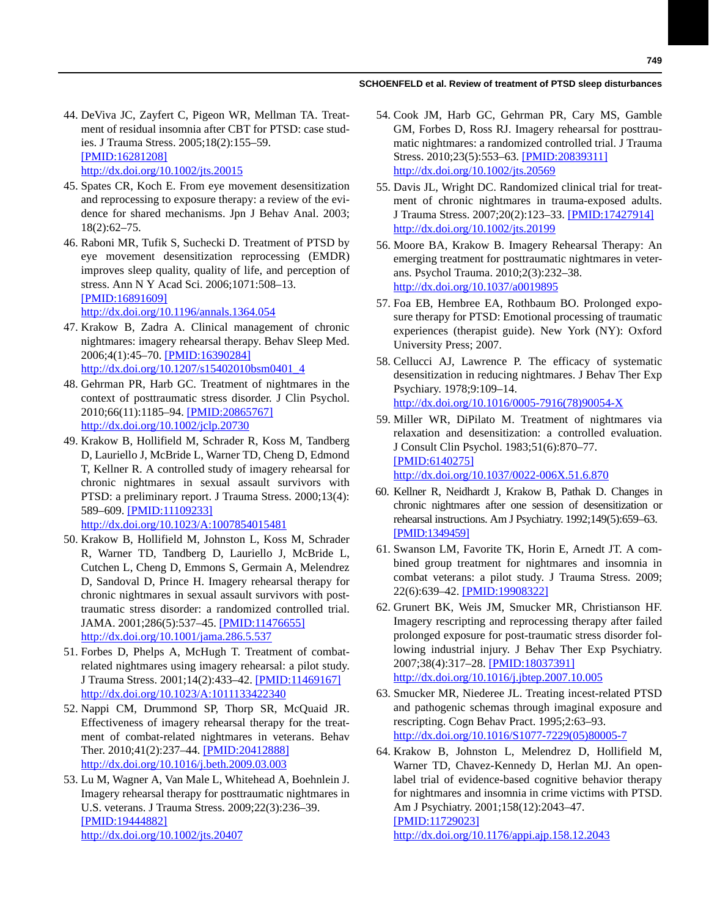44. DeViva JC, Zayfert C, Pigeon WR, Mellman TA. Treatment of residual insomnia after CBT for PTSD: case studies. J Trauma Stress. 2005;18(2):155–59. [PMID:16281208] http://dx.doi.org/10.1002/jts.20015
45. Spates CR, Koch E. From eye movement desensitization and reprocessing to exposure therapy: a review of the evidence for shared mechanisms. Jpn J Behav Anal. 2003; 18(2):62–75.
46. Raboni MR, Tufik S, Suchecki D. Treatment of PTSD by eye movement desensitization reprocessing (EMDR) improves sleep quality, quality of life, and perception of stress. Ann N Y Acad Sci. 2006;1071:508–13. [PMID:16891609] http://dx.doi.org/10.1196/annals.1364.054
47. Krakow B, Zadra A. Clinical management of chronic nightmares: imagery rehearsal therapy. Behav Sleep Med. 2006;4(1):45–70. [PMID:16390284] http://dx.doi.org/10.1207/s15402010bsm0401_4
48. Gehrman PR, Harb GC. Treatment of nightmares in the context of posttraumatic stress disorder. J Clin Psychol. 2010;66(11):1185–94. [PMID:20865767] http://dx.doi.org/10.1002/jclp.20730
49. Krakow B, Hollifield M, Schrader R, Koss M, Tandberg D, Lauriello J, McBride L, Warner TD, Cheng D, Edmond T, Kellner R. A controlled study of imagery rehearsal for chronic nightmares in sexual assault survivors with PTSD: a preliminary report. J Trauma Stress. 2000;13(4): 589–609. [PMID:11109233] http://dx.doi.org/10.1023/A:1007854015481
50. Krakow B, Hollifield M, Johnston L, Koss M, Schrader R, Warner TD, Tandberg D, Lauriello J, McBride L, Cutchen L, Cheng D, Emmons S, Germain A, Melendrez D, Sandoval D, Prince H. Imagery rehearsal therapy for chronic nightmares in sexual assault survivors with posttraumatic stress disorder: a randomized controlled trial. JAMA. 2001;286(5):537–45. [PMID:11476655] http://dx.doi.org/10.1001/jama.286.5.537
51. Forbes D, Phelps A, McHugh T. Treatment of combat-related nightmares using imagery rehearsal: a pilot study. J Trauma Stress. 2001;14(2):433–42. [PMID:11469167] http://dx.doi.org/10.1023/A:1011133422340
52. Nappi CM, Drummond SP, Thorp SR, McQuaid JR. Effectiveness of imagery rehearsal therapy for the treatment of combat-related nightmares in veterans. Behav Ther. 2010;41(2):237–44. [PMID:20412888] http://dx.doi.org/10.1016/j.beth.2009.03.003
53. Lu M, Wagner A, Van Male L, Whitehead A, Boehnlein J. Imagery rehearsal therapy for posttraumatic nightmares in U.S. veterans. J Trauma Stress. 2009;22(3):236–39. [PMID:19444882] http://dx.doi.org/10.1002/jts.20407
54. Cook JM, Harb GC, Gehrman PR, Cary MS, Gamble GM, Forbes D, Ross RJ. Imagery rehearsal for posttraumatic nightmares: a randomized controlled trial. J Trauma Stress. 2010;23(5):553–63. [PMID:20839311] http://dx.doi.org/10.1002/jts.20569
55. Davis JL, Wright DC. Randomized clinical trial for treatment of chronic nightmares in trauma-exposed adults. J Trauma Stress. 2007;20(2):123–33. [PMID:17427914] http://dx.doi.org/10.1002/jts.20199
56. Moore BA, Krakow B. Imagery Rehearsal Therapy: An emerging treatment for posttraumatic nightmares in veterans. Psychol Trauma. 2010;2(3):232–38. http://dx.doi.org/10.1037/a0019895
57. Foa EB, Hembree EA, Rothbaum BO. Prolonged exposure therapy for PTSD: Emotional processing of traumatic experiences (therapist guide). New York (NY): Oxford University Press; 2007.
58. Cellucci AJ, Lawrence P. The efficacy of systematic desensitization in reducing nightmares. J Behav Ther Exp Psychiatry. 1978;9:109–14. http://dx.doi.org/10.1016/0005-7916(78)90054-X
59. Miller WR, DiPilato M. Treatment of nightmares via relaxation and desensitization: a controlled evaluation. J Consult Clin Psychol. 1983;51(6):870–77. [PMID:6140275] http://dx.doi.org/10.1037/0022-006X.51.6.870
60. Kellner R, Neidhardt J, Krakow B, Pathak D. Changes in chronic nightmares after one session of desensitization or rehearsal instructions. Am J Psychiatry. 1992;149(5):659–63. [PMID:1349459]
61. Swanson LM, Favorite TK, Horin E, Arnedt JT. A combined group treatment for nightmares and insomnia in combat veterans: a pilot study. J Trauma Stress. 2009; 22(6):639–42. [PMID:19908322]
62. Grunert BK, Weis JM, Smucker MR, Christianson HF. Imagery rescripting and reprocessing therapy after failed prolonged exposure for post-traumatic stress disorder following industrial injury. J Behav Ther Exp Psychiatry. 2007;38(4):317–28. [PMID:18037391] http://dx.doi.org/10.1016/j.jbtep.2007.10.005
63. Smucker MR, Niederee JL. Treating incest-related PTSD and pathogenic schemas through imaginal exposure and rescripting. Cogn Behav Pract. 1995;2:63–93. http://dx.doi.org/10.1016/S1077-7229(05)80005-7
64. Krakow B, Johnston L, Melendrez D, Hollifield M, Warner TD, Chavez-Kennedy D, Herlan MJ. An open-label trial of evidence-based cognitive behavior therapy for nightmares and insomnia in crime victims with PTSD. Am J Psychiatry. 2001;158(12):2043–47. [PMID:11729023] http://dx.doi.org/10.1176/appi.ajp.158.12.2043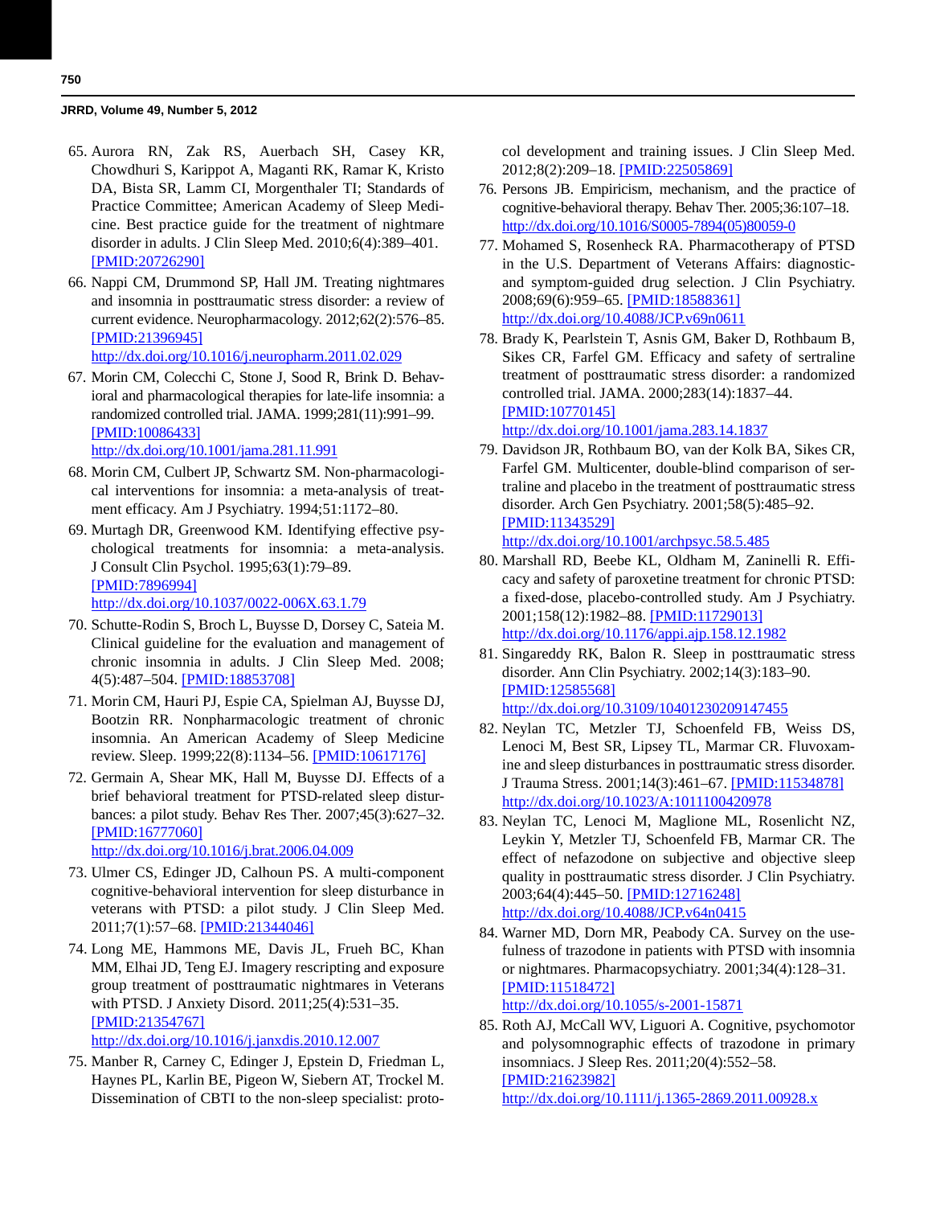65. Aurora RN, Zak RS, Auerbach SH, Casey KR, Chowdhuri S, Karippot A, Maganti RK, Ramar K, Kristo DA, Bista SR, Lamm CI, Morgenthaler TI; Standards of Practice Committee; American Academy of Sleep Medicine. Best practice guide for the treatment of nightmare disorder in adults. J Clin Sleep Med. 2010;6(4):389–401. [PMID:20726290]

66. Nappi CM, Drummond SP, Hall JM. Treating nightmares and insomnia in posttraumatic stress disorder: a review of current evidence. Neuropharmacology. 2012;62(2):576–85. [PMID:21396945] http://dx.doi.org/10.1016/j.neuropharm.2011.02.029

67. Morin CM, Colecchi C, Stone J, Sood R, Brink D. Behavioral and pharmacological therapies for late-life insomnia: a randomized controlled trial. JAMA. 1999;281(11):991–99. [PMID:10086433] http://dx.doi.org/10.1001/jama.281.11.991

68. Morin CM, Culbert JP, Schwartz SM. Non-pharmacological interventions for insomnia: a meta-analysis of treatment efficacy. Am J Psychiatry. 1994;51:1172–80.

69. Murtagh DR, Greenwood KM. Identifying effective psychological treatments for insomnia: a meta-analysis. J Consult Clin Psychol. 1995;63(1):79–89. [PMID:7896994] http://dx.doi.org/10.1037/0022-006X.63.1.79

70. Schutte-Rodin S, Broch L, Buysse D, Dorsey C, Sateia M. Clinical guideline for the evaluation and management of chronic insomnia in adults. J Clin Sleep Med. 2008; 4(5):487–504. [PMID:18853708]

71. Morin CM, Hauri PJ, Espie CA, Spielman AJ, Buysse DJ, Bootzin RR. Nonpharmacologic treatment of chronic insomnia. An American Academy of Sleep Medicine review. Sleep. 1999;22(8):1134–56. [PMID:10617176]

72. Germain A, Shear MK, Hall M, Buysse DJ. Effects of a brief behavioral treatment for PTSD-related sleep disturbances: a pilot study. Behav Res Ther. 2007;45(3):627–32. [PMID:16777060] http://dx.doi.org/10.1016/j.brat.2006.04.009

73. Ulmer CS, Edinger JD, Calhoun PS. A multi-component cognitive-behavioral intervention for sleep disturbance in veterans with PTSD: a pilot study. J Clin Sleep Med. 2011;7(1):57–68. [PMID:21344046]

74. Long ME, Hammons ME, Davis JL, Frueh BC, Khan MM, Elhai JD, Teng EJ. Imagery rescripting and exposure group treatment of posttraumatic nightmares in Veterans with PTSD. J Anxiety Disord. 2011;25(4):531–35. [PMID:21354767] http://dx.doi.org/10.1016/j.janxdis.2010.12.007

75. Manber R, Carney C, Edinger J, Epstein D, Friedman L, Haynes PL, Karlin BE, Pigeon W, Siebern AT, Trockel M. Dissemination of CBTI to the non-sleep specialist: protocol development and training issues. J Clin Sleep Med. 2012;8(2):209–18. [PMID:22505869]

76. Persons JB. Empiricism, mechanism, and the practice of cognitive-behavioral therapy. Behav Ther. 2005;36:107–18. http://dx.doi.org/10.1016/S0005-7894(05)80059-0

77. Mohamed S, Rosenheck RA. Pharmacotherapy of PTSD in the U.S. Department of Veterans Affairs: diagnostic- and symptom-guided drug selection. J Clin Psychiatry. 2008;69(6):959–65. [PMID:18588361] http://dx.doi.org/10.4088/JCP.v69n0611

78. Brady K, Pearlstein T, Asnis GM, Baker D, Rothbaum B, Sikes CR, Farfel GM. Efficacy and safety of sertraline treatment of posttraumatic stress disorder: a randomized controlled trial. JAMA. 2000;283(14):1837–44. [PMID:10770145] http://dx.doi.org/10.1001/jama.283.14.1837

79. Davidson JR, Rothbaum BO, van der Kolk BA, Sikes CR, Farfel GM. Multicenter, double-blind comparison of sertraline and placebo in the treatment of posttraumatic stress disorder. Arch Gen Psychiatry. 2001;58(5):485–92. [PMID:11343529] http://dx.doi.org/10.1001/archpsyc.58.5.485

80. Marshall RD, Beebe KL, Oldham M, Zaninelli R. Efficacy and safety of paroxetine treatment for chronic PTSD: a fixed-dose, placebo-controlled study. Am J Psychiatry. 2001;158(12):1982–88. [PMID:11729013] http://dx.doi.org/10.1176/appi.ajp.158.12.1982

81. Singareddy RK, Balon R. Sleep in posttraumatic stress disorder. Ann Clin Psychiatry. 2002;14(3):183–90. [PMID:12585568] http://dx.doi.org/10.3109/10401230209147455

82. Neylan TC, Metzler TJ, Schoenfeld FB, Weiss DS, Lenoci M, Best SR, Lipsey TL, Marmar CR. Fluvoxamine and sleep disturbances in posttraumatic stress disorder. J Trauma Stress. 2001;14(3):461–67. [PMID:11534878] http://dx.doi.org/10.1023/A:1011100420978

83. Neylan TC, Lenoci M, Maglione ML, Rosenlicht NZ, Leykin Y, Metzler TJ, Schoenfeld FB, Marmar CR. The effect of nefazodone on subjective and objective sleep quality in posttraumatic stress disorder. J Clin Psychiatry. 2003;64(4):445–50. [PMID:12716248] http://dx.doi.org/10.4088/JCP.v64n0415

84. Warner MD, Dorn MR, Peabody CA. Survey on the usefulness of trazodone in patients with PTSD with insomnia or nightmares. Pharmacopsychiatry. 2001;34(4):128–31. [PMID:11518472] http://dx.doi.org/10.1055/s-2001-15871

85. Roth AJ, McCall WV, Liguori A. Cognitive, psychomotor and polysomnographic effects of trazodone in primary insomniacs. J Sleep Res. 2011;20(4):552–58. [PMID:21623982] http://dx.doi.org/10.1111/j.1365-2869.2011.00928.x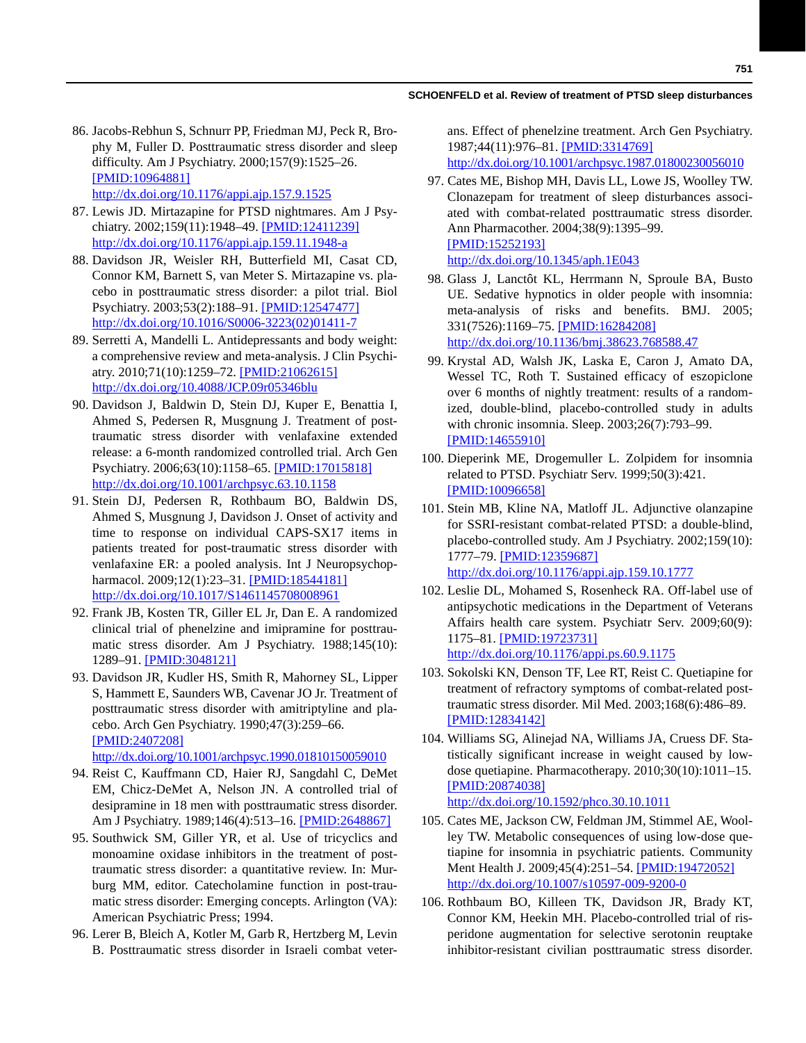86. Jacobs-Rebhun S, Schnurr PP, Friedman MJ, Peck R, Brophy M, Fuller D. Posttraumatic stress disorder and sleep difficulty. Am J Psychiatry. 2000;157(9):1525–26. [PMID:10964881] http://dx.doi.org/10.1176/appi.ajp.157.9.1525
87. Lewis JD. Mirtazapine for PTSD nightmares. Am J Psychiatry. 2002;159(11):1948–49. [PMID:12411239] http://dx.doi.org/10.1176/appi.ajp.159.11.1948-a
88. Davidson JR, Weisler RH, Butterfield MI, Casat CD, Connor KM, Barnett S, van Meter S. Mirtazapine vs. placebo in posttraumatic stress disorder: a pilot trial. Biol Psychiatry. 2003;53(2):188–91. [PMID:12547477] http://dx.doi.org/10.1016/S0006-3223(02)01411-7
89. Serretti A, Mandelli L. Antidepressants and body weight: a comprehensive review and meta-analysis. J Clin Psychiatry. 2010;71(10):1259–72. [PMID:21062615] http://dx.doi.org/10.4088/JCP.09r05346blu
90. Davidson J, Baldwin D, Stein DJ, Kuper E, Benattia I, Ahmed S, Pedersen R, Musgnung J. Treatment of posttraumatic stress disorder with venlafaxine extended release: a 6-month randomized controlled trial. Arch Gen Psychiatry. 2006;63(10):1158–65. [PMID:17015818] http://dx.doi.org/10.1001/archpsyc.63.10.1158
91. Stein DJ, Pedersen R, Rothbaum BO, Baldwin DS, Ahmed S, Musgnung J, Davidson J. Onset of activity and time to response on individual CAPS-SX17 items in patients treated for post-traumatic stress disorder with venlafaxine ER: a pooled analysis. Int J Neuropsychopharmacol. 2009;12(1):23–31. [PMID:18544181] http://dx.doi.org/10.1017/S1461145708008961
92. Frank JB, Kosten TR, Giller EL Jr, Dan E. A randomized clinical trial of phenelzine and imipramine for posttraumatic stress disorder. Am J Psychiatry. 1988;145(10):1289–91. [PMID:3048121]
93. Davidson JR, Kudler HS, Smith R, Mahorney SL, Lipper S, Hammett E, Saunders WB, Cavenar JO Jr. Treatment of posttraumatic stress disorder with amitriptyline and placebo. Arch Gen Psychiatry. 1990;47(3):259–66. [PMID:2407208] http://dx.doi.org/10.1001/archpsyc.1990.01810150059010
94. Reist C, Kauffmann CD, Haier RJ, Sangdahl C, DeMet EM, Chicz-DeMet A, Nelson JN. A controlled trial of desipramine in 18 men with posttraumatic stress disorder. Am J Psychiatry. 1989;146(4):513–16. [PMID:2648867]
95. Southwick SM, Giller YR, et al. Use of tricyclics and monoamine oxidase inhibitors in the treatment of posttraumatic stress disorder: a quantitative review. In: Murburg MM, editor. Catecholamine function in post-traumatic stress disorder: Emerging concepts. Arlington (VA): American Psychiatric Press; 1994.
96. Lerer B, Bleich A, Kotler M, Garb R, Hertzberg M, Levin B. Posttraumatic stress disorder in Israeli combat veterans. Effect of phenelzine treatment. Arch Gen Psychiatry. 1987;44(11):976–81. [PMID:3314769] http://dx.doi.org/10.1001/archpsyc.1987.01800230056010
97. Cates ME, Bishop MH, Davis LL, Lowe JS, Woolley TW. Clonazepam for treatment of sleep disturbances associated with combat-related posttraumatic stress disorder. Ann Pharmacother. 2004;38(9):1395–99. [PMID:15252193] http://dx.doi.org/10.1345/aph.1E043
98. Glass J, Lanctôt KL, Herrmann N, Sproule BA, Busto UE. Sedative hypnotics in older people with insomnia: meta-analysis of risks and benefits. BMJ. 2005;331(7526):1169–75. [PMID:16284208] http://dx.doi.org/10.1136/bmj.38623.768588.47
99. Krystal AD, Walsh JK, Laska E, Caron J, Amato DA, Wessel TC, Roth T. Sustained efficacy of eszopiclone over 6 months of nightly treatment: results of a randomized, double-blind, placebo-controlled study in adults with chronic insomnia. Sleep. 2003;26(7):793–99. [PMID:14655910]
100. Dieperink ME, Drogemuller L. Zolpidem for insomnia related to PTSD. Psychiatr Serv. 1999;50(3):421. [PMID:10096658]
101. Stein MB, Kline NA, Matloff JL. Adjunctive olanzapine for SSRI-resistant combat-related PTSD: a double-blind, placebo-controlled study. Am J Psychiatry. 2002;159(10):1777–79. [PMID:12359687] http://dx.doi.org/10.1176/appi.ajp.159.10.1777
102. Leslie DL, Mohamed S, Rosenheck RA. Off-label use of antipsychotic medications in the Department of Veterans Affairs health care system. Psychiatr Serv. 2009;60(9):1175–81. [PMID:19723731] http://dx.doi.org/10.1176/appi.ps.60.9.1175
103. Sokolski KN, Denson TF, Lee RT, Reist C. Quetiapine for treatment of refractory symptoms of combat-related posttraumatic stress disorder. Mil Med. 2003;168(6):486–89. [PMID:12834142]
104. Williams SG, Alinejad NA, Williams JA, Cruess DF. Statistically significant increase in weight caused by low-dose quetiapine. Pharmacotherapy. 2010;30(10):1011–15. [PMID:20874038] http://dx.doi.org/10.1592/phco.30.10.1011
105. Cates ME, Jackson CW, Feldman JM, Stimmel AE, Woolley TW. Metabolic consequences of using low-dose quetiapine for insomnia in psychiatric patients. Community Ment Health J. 2009;45(4):251–54. [PMID:19472052] http://dx.doi.org/10.1007/s10597-009-9200-0
106. Rothbaum BO, Killeen TK, Davidson JR, Brady KT, Connor KM, Heekin MH. Placebo-controlled trial of risperidone augmentation for selective serotonin reuptake inhibitor-resistant civilian posttraumatic stress disorder.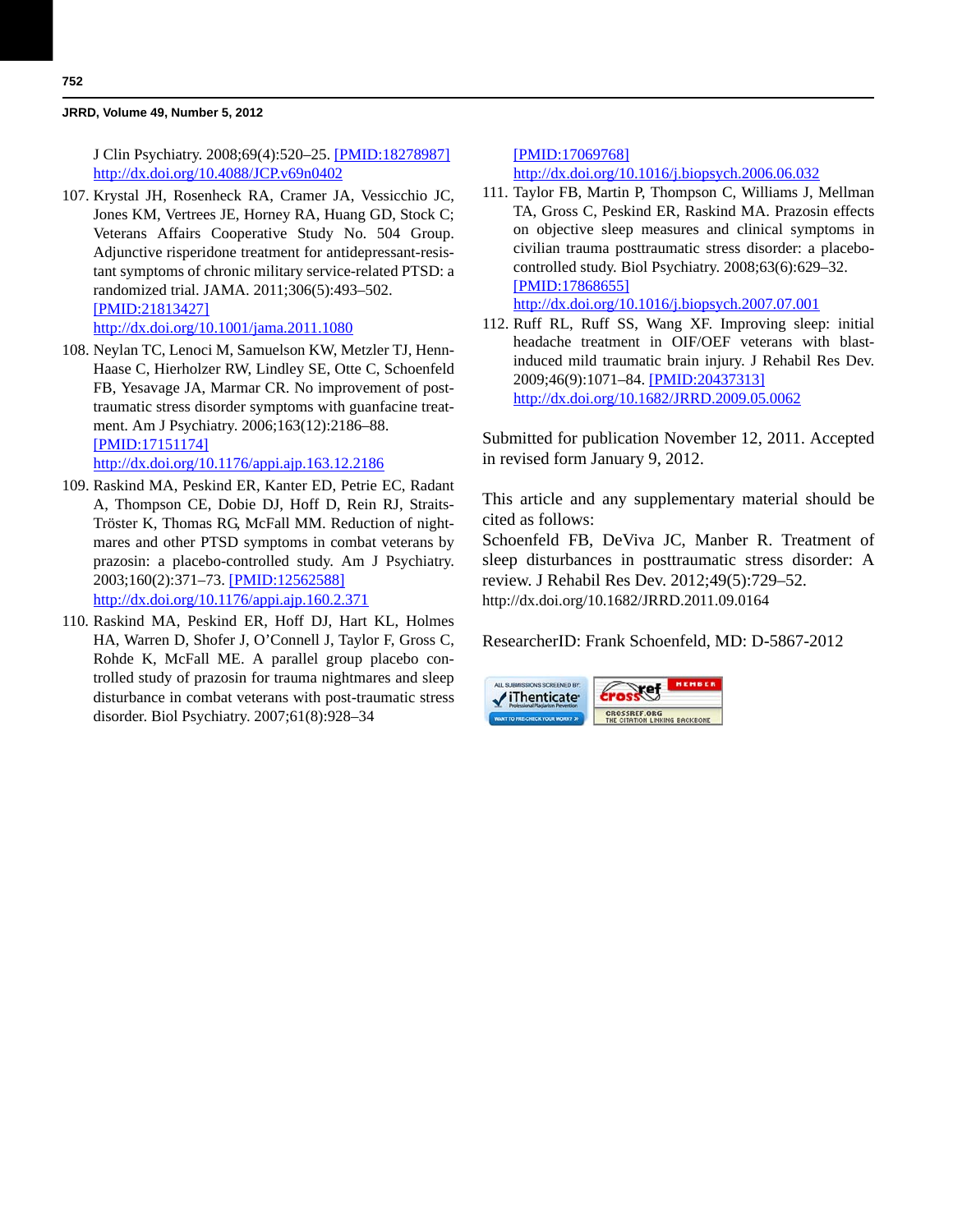J Clin Psychiatry. 2008;69(4):520–25. [PMID:18278987] http://dx.doi.org/10.4088/JCP.v69n0402

107. Krystal JH, Rosenheck RA, Cramer JA, Vessicchio JC, Jones KM, Vertrees JE, Horney RA, Huang GD, Stock C; Veterans Affairs Cooperative Study No. 504 Group. Adjunctive risperidone treatment for antidepressant-resistant symptoms of chronic military service-related PTSD: a randomized trial. JAMA. 2011;306(5):493–502. [PMID:21813427] http://dx.doi.org/10.1001/jama.2011.1080

108. Neylan TC, Lenoci M, Samuelson KW, Metzler TJ, Henn-Haase C, Hierholzer RW, Lindley SE, Otte C, Schoenfeld FB, Yesavage JA, Marmar CR. No improvement of posttraumatic stress disorder symptoms with guanfacine treatment. Am J Psychiatry. 2006;163(12):2186–88. [PMID:17151174] http://dx.doi.org/10.1176/appi.ajp.163.12.2186

109. Raskind MA, Peskind ER, Kanter ED, Petrie EC, Radant A, Thompson CE, Dobie DJ, Hoff D, Rein RJ, Straits-Tröster K, Thomas RG, McFall MM. Reduction of nightmares and other PTSD symptoms in combat veterans by prazosin: a placebo-controlled study. Am J Psychiatry. 2003;160(2):371–73. [PMID:12562588] http://dx.doi.org/10.1176/appi.ajp.160.2.371

110. Raskind MA, Peskind ER, Hoff DJ, Hart KL, Holmes HA, Warren D, Shofer J, O'Connell J, Taylor F, Gross C, Rohde K, McFall ME. A parallel group placebo controlled study of prazosin for trauma nightmares and sleep disturbance in combat veterans with post-traumatic stress disorder. Biol Psychiatry. 2007;61(8):928–34 [PMID:17069768] http://dx.doi.org/10.1016/j.biopsych.2006.06.032

111. Taylor FB, Martin P, Thompson C, Williams J, Mellman TA, Gross C, Peskind ER, Raskind MA. Prazosin effects on objective sleep measures and clinical symptoms in civilian trauma posttraumatic stress disorder: a placebo-controlled study. Biol Psychiatry. 2008;63(6):629–32. [PMID:17868655] http://dx.doi.org/10.1016/j.biopsych.2007.07.001

112. Ruff RL, Ruff SS, Wang XF. Improving sleep: initial headache treatment in OIF/OEF veterans with blast-induced mild traumatic brain injury. J Rehabil Res Dev. 2009;46(9):1071–84. [PMID:20437313] http://dx.doi.org/10.1682/JRRD.2009.05.0062

Submitted for publication November 12, 2011. Accepted in revised form January 9, 2012.

This article and any supplementary material should be cited as follows:
Schoenfeld FB, DeViva JC, Manber R. Treatment of sleep disturbances in posttraumatic stress disorder: A review. J Rehabil Res Dev. 2012;49(5):729–52.
http://dx.doi.org/10.1682/JRRD.2011.09.0164

ResearcherID: Frank Schoenfeld, MD: D-5867-2012

ALL SUBMISSIONS SCREENED BY: iThenticate Professional Plagiarism Prevention WANT TO PRE-CHECK YOUR WORK? »

crossref MEMBER CROSSREF.ORG THE CITATION LINKING BACKBONE